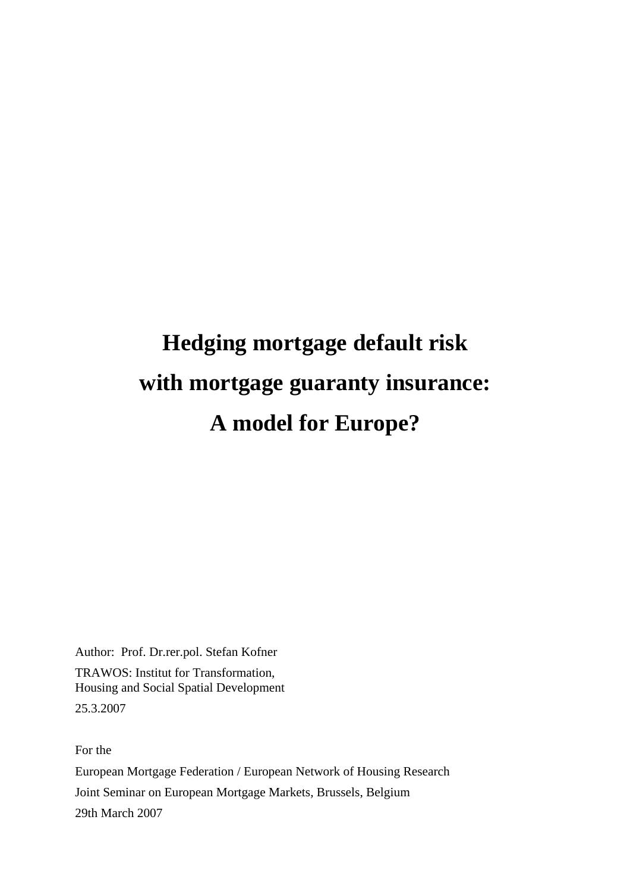# Hedging mortgage default risk with mortgage guaranty insurance: A model for Europe?

Author: Prof. Dr.rer.pol. Stefan Kofner

TRAWOS: Institut for Transformation,
Housing and Social Spatial Development

25.3.2007

For the

European Mortgage Federation / European Network of Housing Research

Joint Seminar on European Mortgage Markets, Brussels, Belgium

29th March 2007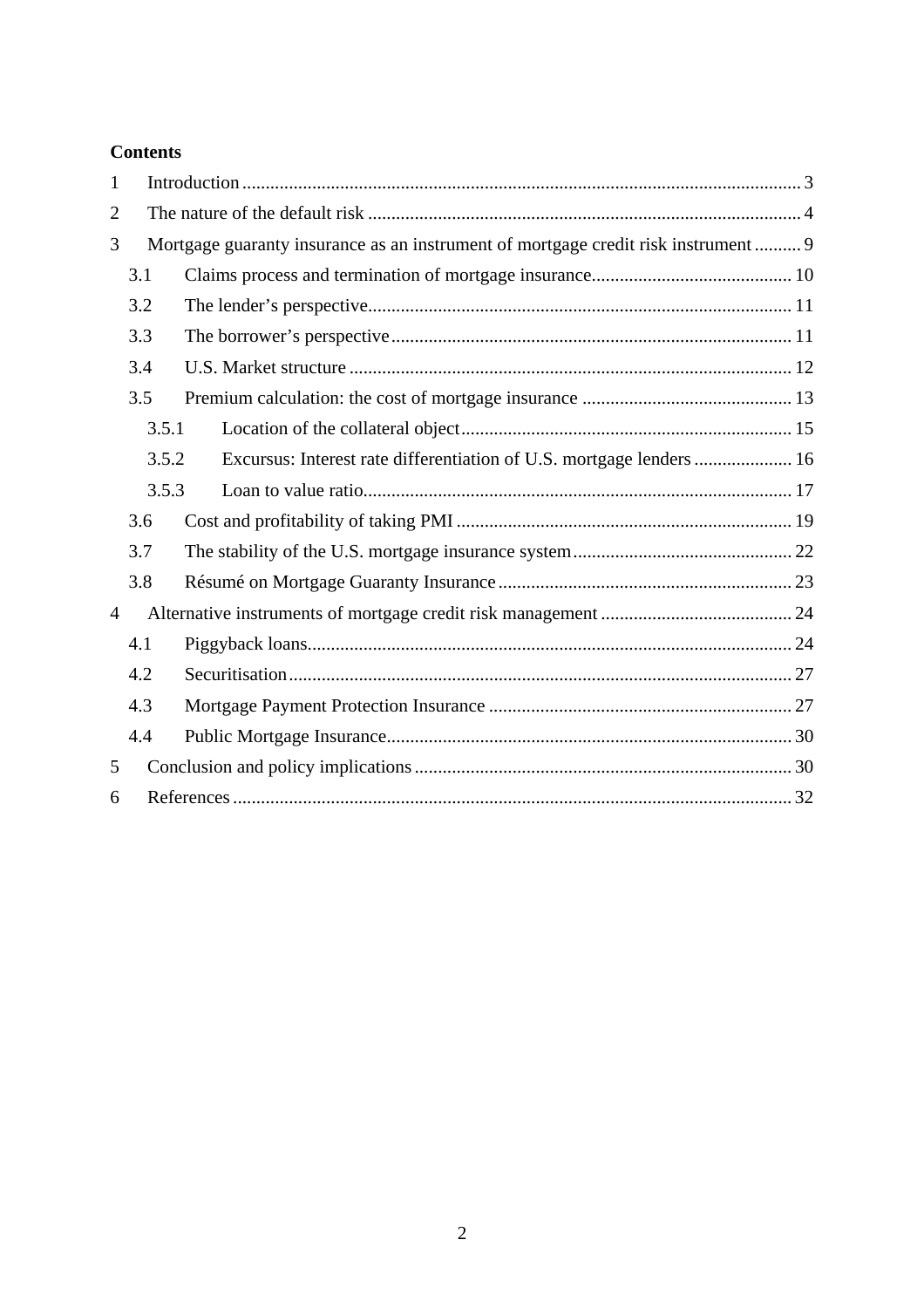**Contents**

1 Introduction ... 3

2 The nature of the default risk ... 4

3 Mortgage guaranty insurance as an instrument of mortgage credit risk instrument ... 9

- 3.1 Claims process and termination of mortgage insurance ... 10
- 3.2 The lender's perspective ... 11
- 3.3 The borrower's perspective ... 11
- 3.4 U.S. Market structure ... 12
- 3.5 Premium calculation: the cost of mortgage insurance ... 13
  - 3.5.1 Location of the collateral object ... 15
  - 3.5.2 Excursus: Interest rate differentiation of U.S. mortgage lenders ... 16
  - 3.5.3 Loan to value ratio ... 17
- 3.6 Cost and profitability of taking PMI ... 19
- 3.7 The stability of the U.S. mortgage insurance system ... 22
- 3.8 Résumé on Mortgage Guaranty Insurance ... 23

4 Alternative instruments of mortgage credit risk management ... 24

- 4.1 Piggyback loans ... 24
- 4.2 Securitisation ... 27
- 4.3 Mortgage Payment Protection Insurance ... 27
- 4.4 Public Mortgage Insurance ... 30

5 Conclusion and policy implications ... 30

6 References ... 32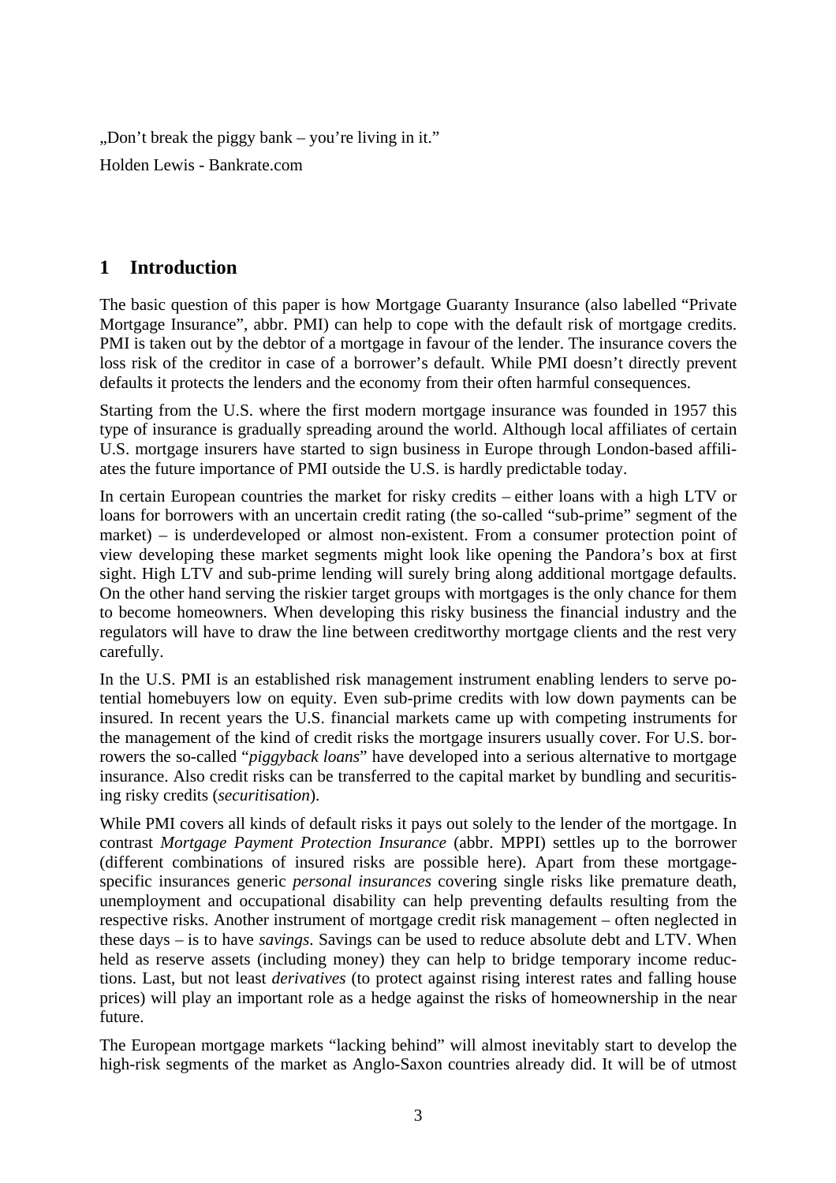„Don't break the piggy bank – you're living in it."

Holden Lewis - Bankrate.com

# 1 Introduction

The basic question of this paper is how Mortgage Guaranty Insurance (also labelled "Private Mortgage Insurance", abbr. PMI) can help to cope with the default risk of mortgage credits. PMI is taken out by the debtor of a mortgage in favour of the lender. The insurance covers the loss risk of the creditor in case of a borrower's default. While PMI doesn't directly prevent defaults it protects the lenders and the economy from their often harmful consequences.

Starting from the U.S. where the first modern mortgage insurance was founded in 1957 this type of insurance is gradually spreading around the world. Although local affiliates of certain U.S. mortgage insurers have started to sign business in Europe through London-based affiliates the future importance of PMI outside the U.S. is hardly predictable today.

In certain European countries the market for risky credits – either loans with a high LTV or loans for borrowers with an uncertain credit rating (the so-called "sub-prime" segment of the market) – is underdeveloped or almost non-existent. From a consumer protection point of view developing these market segments might look like opening the Pandora's box at first sight. High LTV and sub-prime lending will surely bring along additional mortgage defaults. On the other hand serving the riskier target groups with mortgages is the only chance for them to become homeowners. When developing this risky business the financial industry and the regulators will have to draw the line between creditworthy mortgage clients and the rest very carefully.

In the U.S. PMI is an established risk management instrument enabling lenders to serve potential homebuyers low on equity. Even sub-prime credits with low down payments can be insured. In recent years the U.S. financial markets came up with competing instruments for the management of the kind of credit risks the mortgage insurers usually cover. For U.S. borrowers the so-called "*piggyback loans*" have developed into a serious alternative to mortgage insurance. Also credit risks can be transferred to the capital market by bundling and securitising risky credits (*securitisation*).

While PMI covers all kinds of default risks it pays out solely to the lender of the mortgage. In contrast *Mortgage Payment Protection Insurance* (abbr. MPPI) settles up to the borrower (different combinations of insured risks are possible here). Apart from these mortgage-specific insurances generic *personal insurances* covering single risks like premature death, unemployment and occupational disability can help preventing defaults resulting from the respective risks. Another instrument of mortgage credit risk management – often neglected in these days – is to have *savings*. Savings can be used to reduce absolute debt and LTV. When held as reserve assets (including money) they can help to bridge temporary income reductions. Last, but not least *derivatives* (to protect against rising interest rates and falling house prices) will play an important role as a hedge against the risks of homeownership in the near future.

The European mortgage markets "lacking behind" will almost inevitably start to develop the high-risk segments of the market as Anglo-Saxon countries already did. It will be of utmost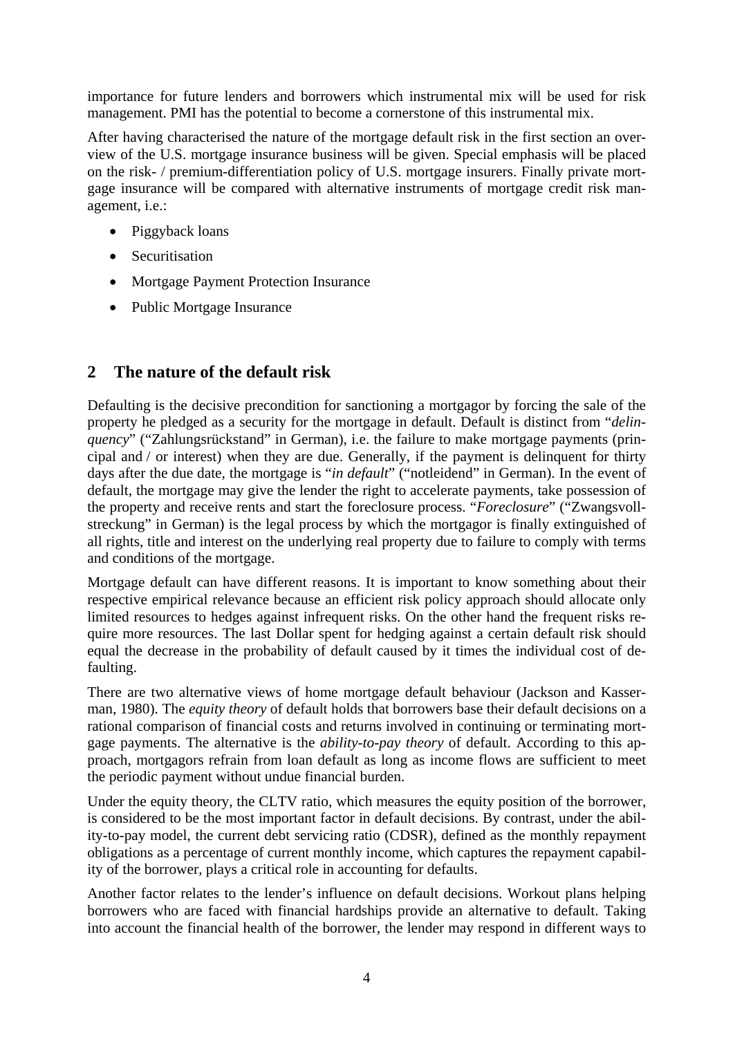importance for future lenders and borrowers which instrumental mix will be used for risk management. PMI has the potential to become a cornerstone of this instrumental mix.

After having characterised the nature of the mortgage default risk in the first section an overview of the U.S. mortgage insurance business will be given. Special emphasis will be placed on the risk- / premium-differentiation policy of U.S. mortgage insurers. Finally private mortgage insurance will be compared with alternative instruments of mortgage credit risk management, i.e.:

- Piggyback loans
- Securitisation
- Mortgage Payment Protection Insurance
- Public Mortgage Insurance

## 2 The nature of the default risk

Defaulting is the decisive precondition for sanctioning a mortgagor by forcing the sale of the property he pledged as a security for the mortgage in default. Default is distinct from "*delinquency*" ("Zahlungsrückstand" in German), i.e. the failure to make mortgage payments (principal and / or interest) when they are due. Generally, if the payment is delinquent for thirty days after the due date, the mortgage is "*in default*" ("notleidend" in German). In the event of default, the mortgage may give the lender the right to accelerate payments, take possession of the property and receive rents and start the foreclosure process. "*Foreclosure*" ("Zwangsvollstreckung" in German) is the legal process by which the mortgagor is finally extinguished of all rights, title and interest on the underlying real property due to failure to comply with terms and conditions of the mortgage.

Mortgage default can have different reasons. It is important to know something about their respective empirical relevance because an efficient risk policy approach should allocate only limited resources to hedges against infrequent risks. On the other hand the frequent risks require more resources. The last Dollar spent for hedging against a certain default risk should equal the decrease in the probability of default caused by it times the individual cost of defaulting.

There are two alternative views of home mortgage default behaviour (Jackson and Kasserman, 1980). The *equity theory* of default holds that borrowers base their default decisions on a rational comparison of financial costs and returns involved in continuing or terminating mortgage payments. The alternative is the *ability-to-pay theory* of default. According to this approach, mortgagors refrain from loan default as long as income flows are sufficient to meet the periodic payment without undue financial burden.

Under the equity theory, the CLTV ratio, which measures the equity position of the borrower, is considered to be the most important factor in default decisions. By contrast, under the ability-to-pay model, the current debt servicing ratio (CDSR), defined as the monthly repayment obligations as a percentage of current monthly income, which captures the repayment capability of the borrower, plays a critical role in accounting for defaults.

Another factor relates to the lender's influence on default decisions. Workout plans helping borrowers who are faced with financial hardships provide an alternative to default. Taking into account the financial health of the borrower, the lender may respond in different ways to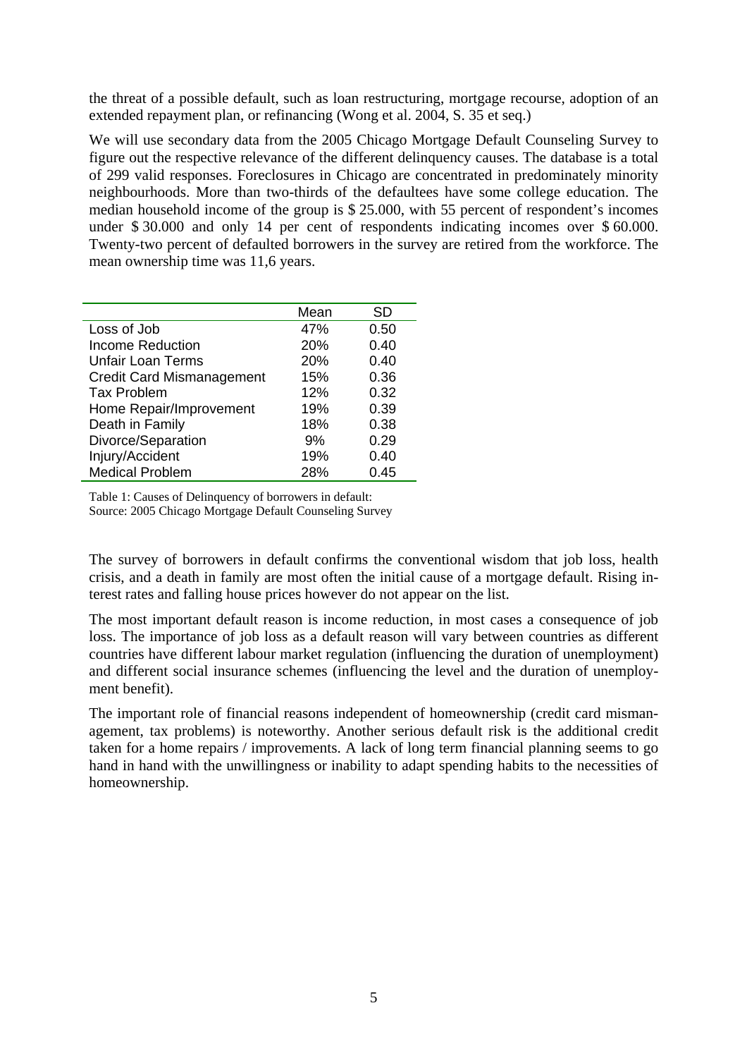the threat of a possible default, such as loan restructuring, mortgage recourse, adoption of an extended repayment plan, or refinancing (Wong et al. 2004, S. 35 et seq.)

We will use secondary data from the 2005 Chicago Mortgage Default Counseling Survey to figure out the respective relevance of the different delinquency causes. The database is a total of 299 valid responses. Foreclosures in Chicago are concentrated in predominately minority neighbourhoods. More than two-thirds of the defaultees have some college education. The median household income of the group is $ 25.000, with 55 percent of respondent's incomes under $ 30.000 and only 14 per cent of respondents indicating incomes over $ 60.000. Twenty-two percent of defaulted borrowers in the survey are retired from the workforce. The mean ownership time was 11,6 years.

| | Mean | SD |
|---|---|---|
| Loss of Job | 47% | 0.50 |
| Income Reduction | 20% | 0.40 |
| Unfair Loan Terms | 20% | 0.40 |
| Credit Card Mismanagement | 15% | 0.36 |
| Tax Problem | 12% | 0.32 |
| Home Repair/Improvement | 19% | 0.39 |
| Death in Family | 18% | 0.38 |
| Divorce/Separation | 9% | 0.29 |
| Injury/Accident | 19% | 0.40 |
| Medical Problem | 28% | 0.45 |

Table 1: Causes of Delinquency of borrowers in default:
Source: 2005 Chicago Mortgage Default Counseling Survey

The survey of borrowers in default confirms the conventional wisdom that job loss, health crisis, and a death in family are most often the initial cause of a mortgage default. Rising interest rates and falling house prices however do not appear on the list.

The most important default reason is income reduction, in most cases a consequence of job loss. The importance of job loss as a default reason will vary between countries as different countries have different labour market regulation (influencing the duration of unemployment) and different social insurance schemes (influencing the level and the duration of unemployment benefit).

The important role of financial reasons independent of homeownership (credit card mismanagement, tax problems) is noteworthy. Another serious default risk is the additional credit taken for a home repairs / improvements. A lack of long term financial planning seems to go hand in hand with the unwillingness or inability to adapt spending habits to the necessities of homeownership.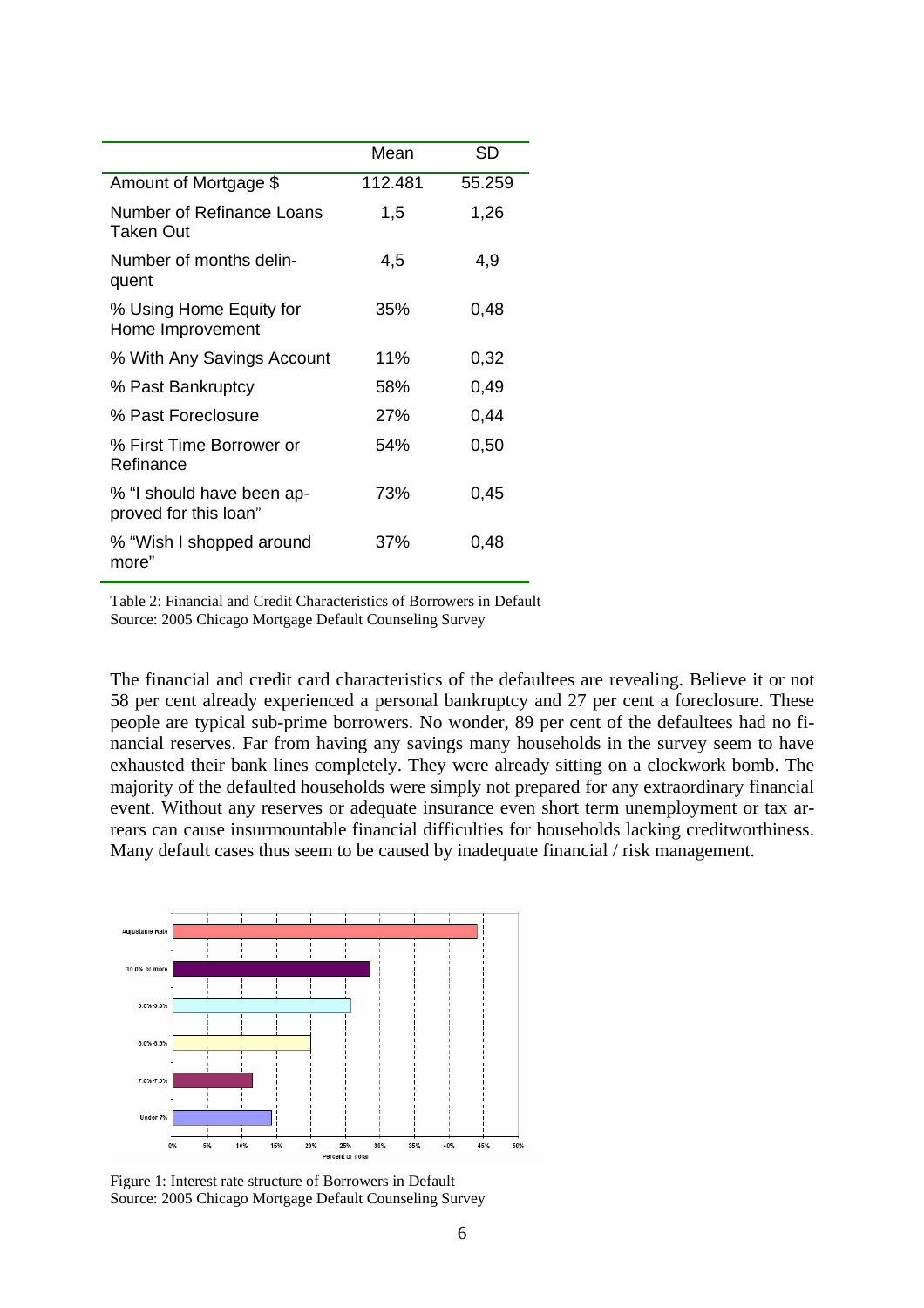| | Mean | SD |
|---|---|---|
| Amount of Mortgage $ | 112.481 | 55.259 |
| Number of Refinance Loans Taken Out | 1,5 | 1,26 |
| Number of months delinquent | 4,5 | 4,9 |
| % Using Home Equity for Home Improvement | 35% | 0,48 |
| % With Any Savings Account | 11% | 0,32 |
| % Past Bankruptcy | 58% | 0,49 |
| % Past Foreclosure | 27% | 0,44 |
| % First Time Borrower or Refinance | 54% | 0,50 |
| % "I should have been approved for this loan" | 73% | 0,45 |
| % "Wish I shopped around more" | 37% | 0,48 |

Table 2: Financial and Credit Characteristics of Borrowers in Default
Source: 2005 Chicago Mortgage Default Counseling Survey

The financial and credit card characteristics of the defaultees are revealing. Believe it or not 58 per cent already experienced a personal bankruptcy and 27 per cent a foreclosure. These people are typical sub-prime borrowers. No wonder, 89 per cent of the defaultees had no financial reserves. Far from having any savings many households in the survey seem to have exhausted their bank lines completely. They were already sitting on a clockwork bomb. The majority of the defaulted households were simply not prepared for any extraordinary financial event. Without any reserves or adequate insurance even short term unemployment or tax arrears can cause insurmountable financial difficulties for households lacking creditworthiness. Many default cases thus seem to be caused by inadequate financial / risk management.

Figure 1: Interest rate structure of Borrowers in Default
Source: 2005 Chicago Mortgage Default Counseling Survey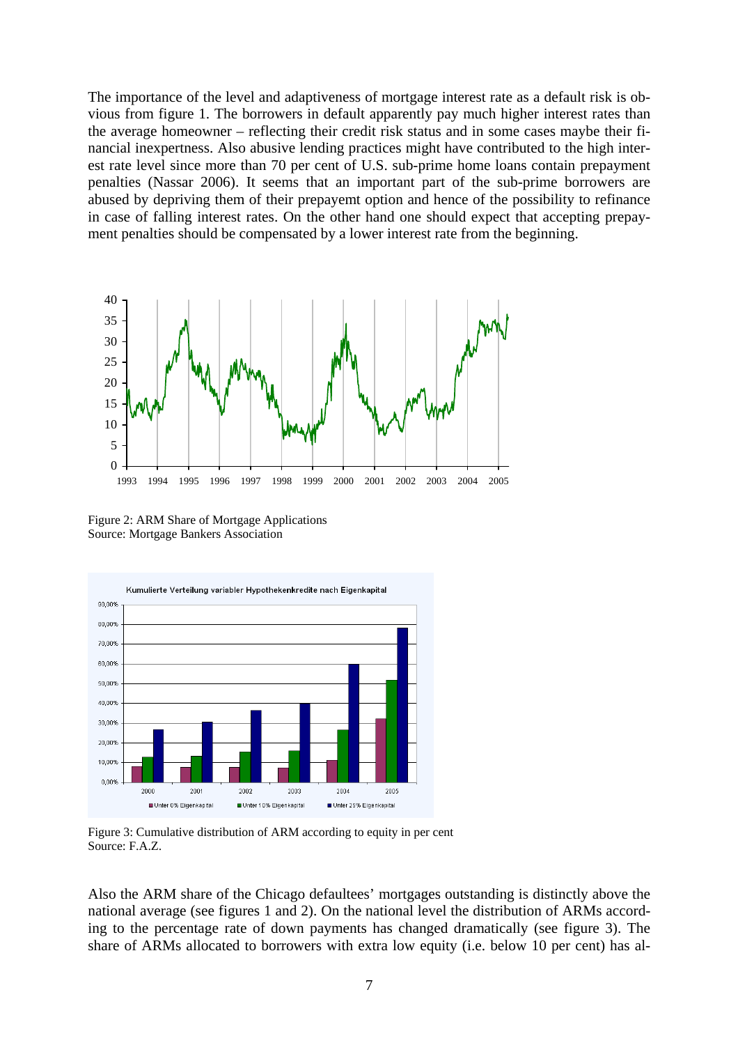The importance of the level and adaptiveness of mortgage interest rate as a default risk is obvious from figure 1. The borrowers in default apparently pay much higher interest rates than the average homeowner – reflecting their credit risk status and in some cases maybe their financial inexpertness. Also abusive lending practices might have contributed to the high interest rate level since more than 70 per cent of U.S. sub-prime home loans contain prepayment penalties (Nassar 2006). It seems that an important part of the sub-prime borrowers are abused by depriving them of their prepayemt option and hence of the possibility to refinance in case of falling interest rates. On the other hand one should expect that accepting prepayment penalties should be compensated by a lower interest rate from the beginning.

Figure 2: ARM Share of Mortgage Applications
Source: Mortgage Bankers Association

Figure 3: Cumulative distribution of ARM according to equity in per cent
Source: F.A.Z.

Also the ARM share of the Chicago defaultees' mortgages outstanding is distinctly above the national average (see figures 1 and 2). On the national level the distribution of ARMs according to the percentage rate of down payments has changed dramatically (see figure 3). The share of ARMs allocated to borrowers with extra low equity (i.e. below 10 per cent) has al-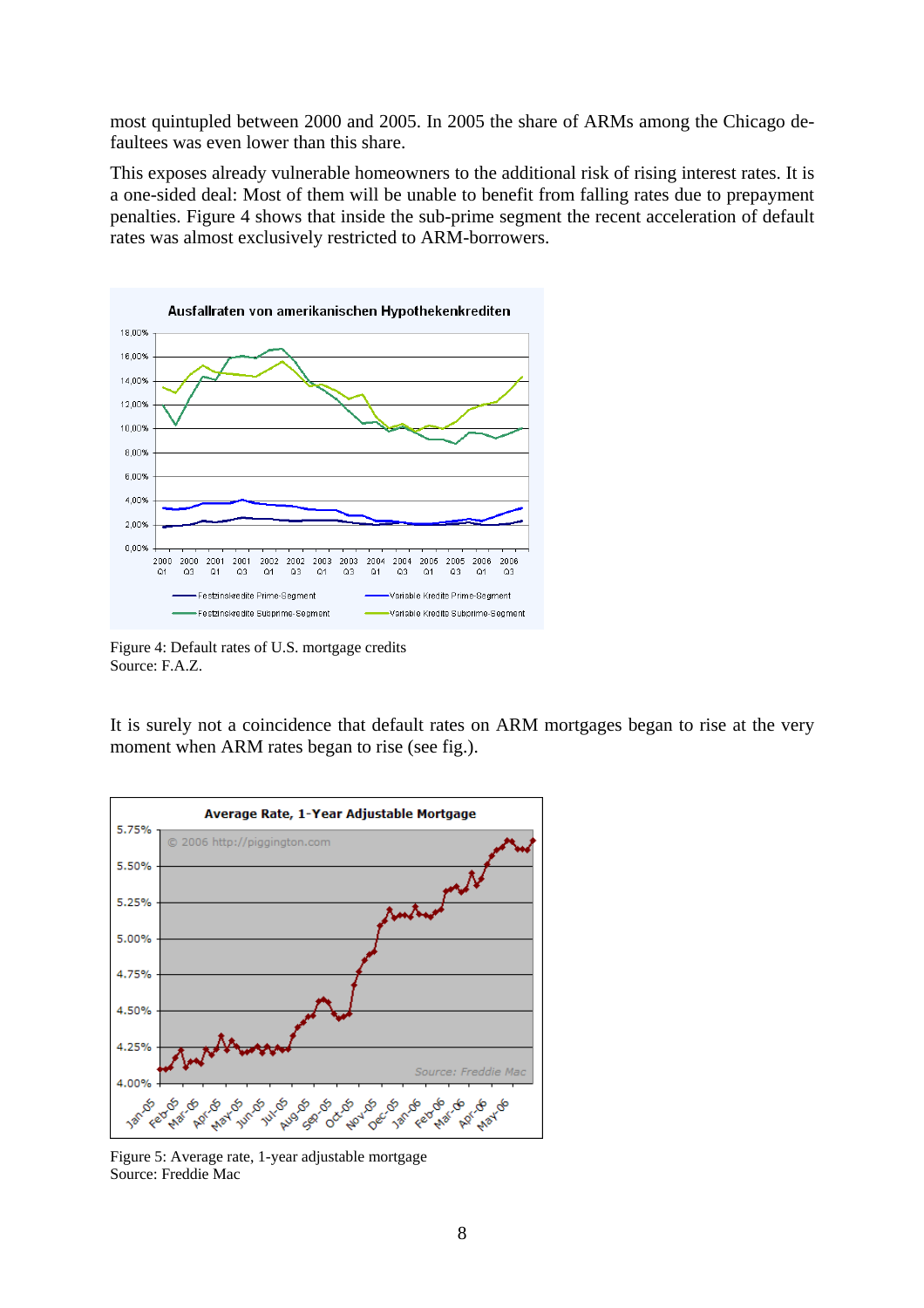most quintupled between 2000 and 2005. In 2005 the share of ARMs among the Chicago defaultees was even lower than this share.

This exposes already vulnerable homeowners to the additional risk of rising interest rates. It is a one-sided deal: Most of them will be unable to benefit from falling rates due to prepayment penalties. Figure 4 shows that inside the sub-prime segment the recent acceleration of default rates was almost exclusively restricted to ARM-borrowers.

Figure 4: Default rates of U.S. mortgage credits
Source: F.A.Z.

It is surely not a coincidence that default rates on ARM mortgages began to rise at the very moment when ARM rates began to rise (see fig.).

Figure 5: Average rate, 1-year adjustable mortgage
Source: Freddie Mac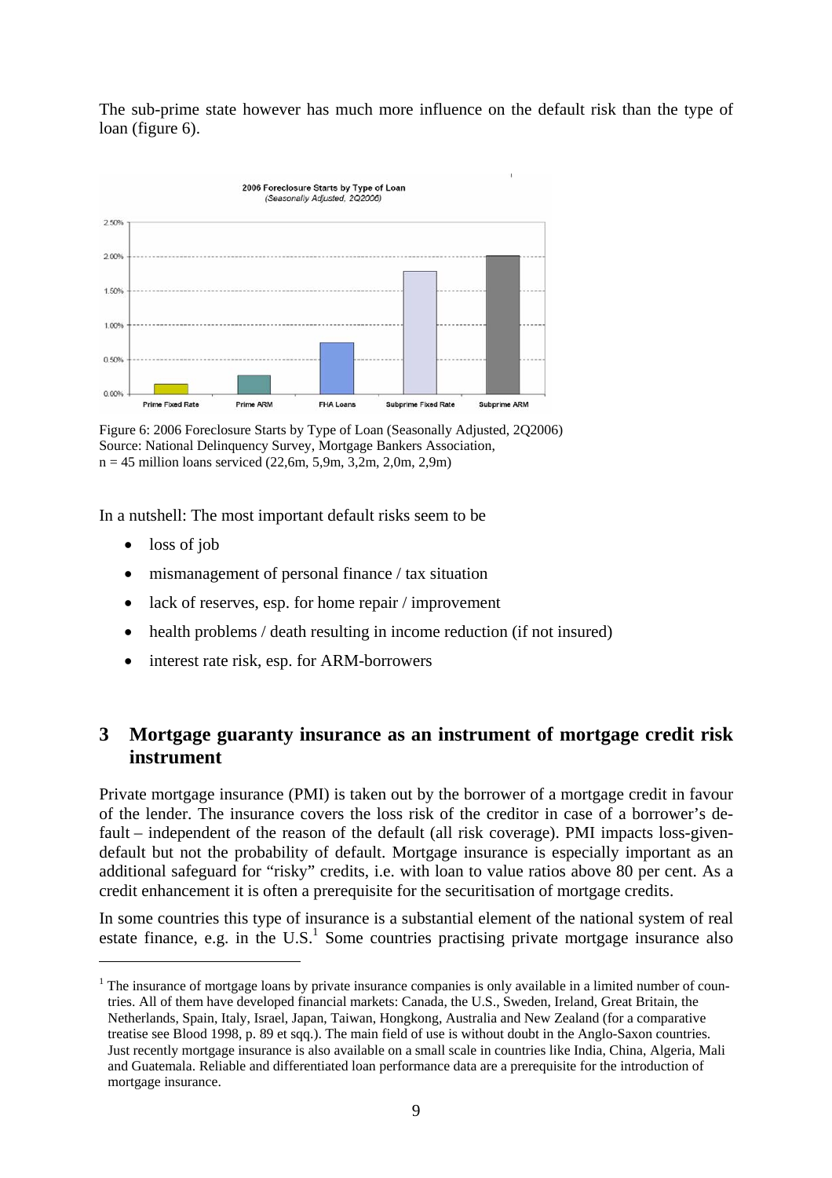The sub-prime state however has much more influence on the default risk than the type of loan (figure 6).

Figure 6: 2006 Foreclosure Starts by Type of Loan (Seasonally Adjusted, 2Q2006)
Source: National Delinquency Survey, Mortgage Bankers Association,
n = 45 million loans serviced (22,6m, 5,9m, 3,2m, 2,0m, 2,9m)

In a nutshell: The most important default risks seem to be

- loss of job
- mismanagement of personal finance / tax situation
- lack of reserves, esp. for home repair / improvement
- health problems / death resulting in income reduction (if not insured)
- interest rate risk, esp. for ARM-borrowers

## 3 Mortgage guaranty insurance as an instrument of mortgage credit risk instrument

Private mortgage insurance (PMI) is taken out by the borrower of a mortgage credit in favour of the lender. The insurance covers the loss risk of the creditor in case of a borrower's default – independent of the reason of the default (all risk coverage). PMI impacts loss-given-default but not the probability of default. Mortgage insurance is especially important as an additional safeguard for "risky" credits, i.e. with loan to value ratios above 80 per cent. As a credit enhancement it is often a prerequisite for the securitisation of mortgage credits.

In some countries this type of insurance is a substantial element of the national system of real estate finance, e.g. in the U.S.[1] Some countries practising private mortgage insurance also

[1] The insurance of mortgage loans by private insurance companies is only available in a limited number of countries. All of them have developed financial markets: Canada, the U.S., Sweden, Ireland, Great Britain, the Netherlands, Spain, Italy, Israel, Japan, Taiwan, Hongkong, Australia and New Zealand (for a comparative treatise see Blood 1998, p. 89 et sqq.). The main field of use is without doubt in the Anglo-Saxon countries. Just recently mortgage insurance is also available on a small scale in countries like India, China, Algeria, Mali and Guatemala. Reliable and differentiated loan performance data are a prerequisite for the introduction of mortgage insurance.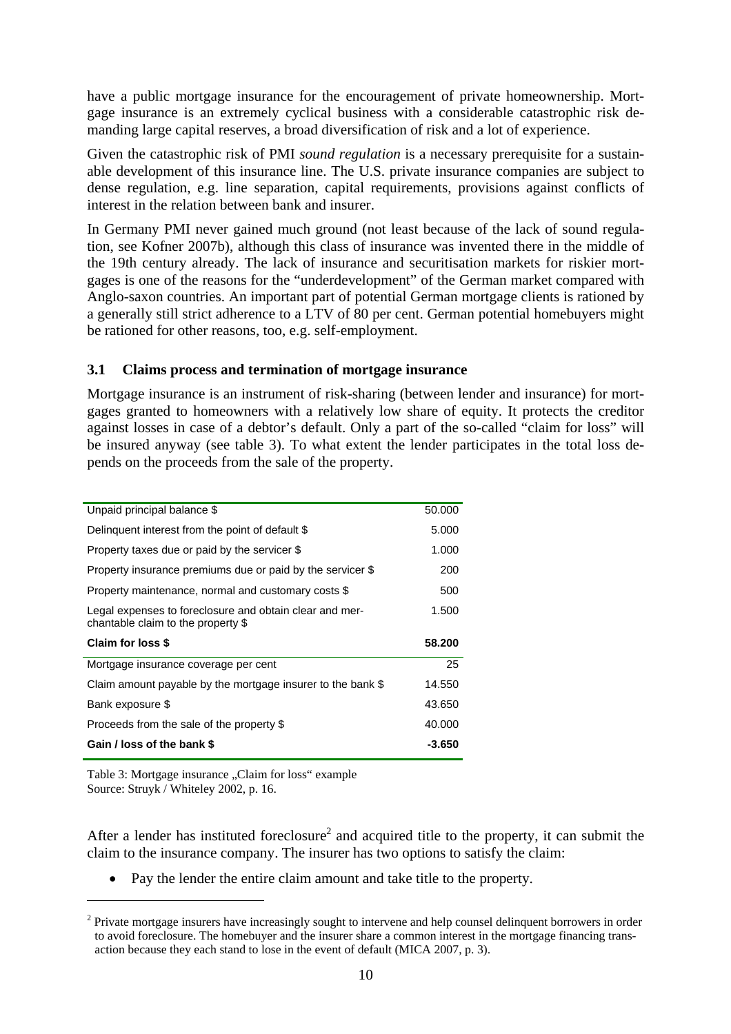have a public mortgage insurance for the encouragement of private homeownership. Mortgage insurance is an extremely cyclical business with a considerable catastrophic risk demanding large capital reserves, a broad diversification of risk and a lot of experience.

Given the catastrophic risk of PMI *sound regulation* is a necessary prerequisite for a sustainable development of this insurance line. The U.S. private insurance companies are subject to dense regulation, e.g. line separation, capital requirements, provisions against conflicts of interest in the relation between bank and insurer.

In Germany PMI never gained much ground (not least because of the lack of sound regulation, see Kofner 2007b), although this class of insurance was invented there in the middle of the 19th century already. The lack of insurance and securitisation markets for riskier mortgages is one of the reasons for the "underdevelopment" of the German market compared with Anglo-saxon countries. An important part of potential German mortgage clients is rationed by a generally still strict adherence to a LTV of 80 per cent. German potential homebuyers might be rationed for other reasons, too, e.g. self-employment.

### 3.1 Claims process and termination of mortgage insurance

Mortgage insurance is an instrument of risk-sharing (between lender and insurance) for mortgages granted to homeowners with a relatively low share of equity. It protects the creditor against losses in case of a debtor's default. Only a part of the so-called "claim for loss" will be insured anyway (see table 3). To what extent the lender participates in the total loss depends on the proceeds from the sale of the property.

| | |
|---|---|
| Unpaid principal balance $ | 50.000 |
| Delinquent interest from the point of default $ | 5.000 |
| Property taxes due or paid by the servicer $ | 1.000 |
| Property insurance premiums due or paid by the servicer $ | 200 |
| Property maintenance, normal and customary costs $ | 500 |
| Legal expenses to foreclosure and obtain clear and merchantable claim to the property $ | 1.500 |
| **Claim for loss $** | **58.200** |
| Mortgage insurance coverage per cent | 25 |
| Claim amount payable by the mortgage insurer to the bank $ | 14.550 |
| Bank exposure $ | 43.650 |
| Proceeds from the sale of the property $ | 40.000 |
| **Gain / loss of the bank $** | **-3.650** |

Table 3: Mortgage insurance „Claim for loss" example
Source: Struyk / Whiteley 2002, p. 16.

After a lender has instituted foreclosure[2] and acquired title to the property, it can submit the claim to the insurance company. The insurer has two options to satisfy the claim:

- Pay the lender the entire claim amount and take title to the property.

[2] Private mortgage insurers have increasingly sought to intervene and help counsel delinquent borrowers in order to avoid foreclosure. The homebuyer and the insurer share a common interest in the mortgage financing transaction because they each stand to lose in the event of default (MICA 2007, p. 3).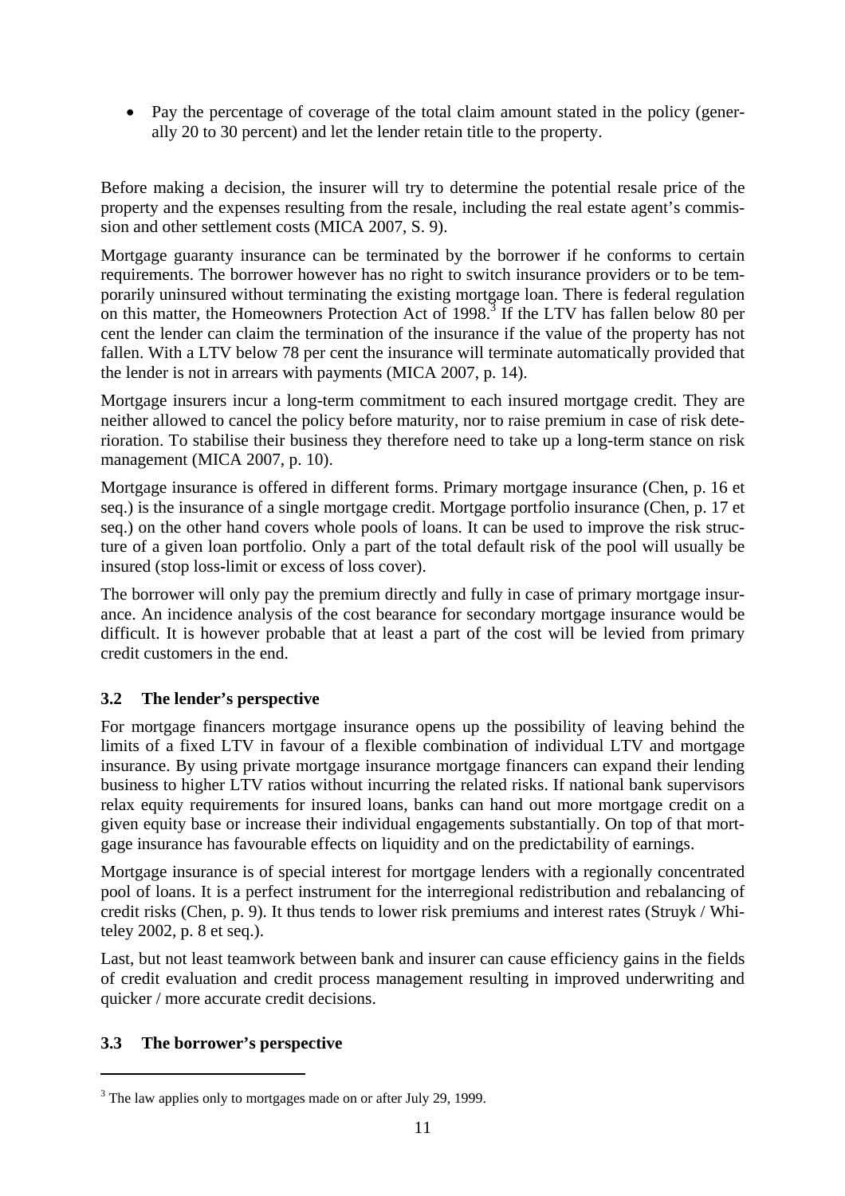- Pay the percentage of coverage of the total claim amount stated in the policy (generally 20 to 30 percent) and let the lender retain title to the property.

Before making a decision, the insurer will try to determine the potential resale price of the property and the expenses resulting from the resale, including the real estate agent's commission and other settlement costs (MICA 2007, S. 9).

Mortgage guaranty insurance can be terminated by the borrower if he conforms to certain requirements. The borrower however has no right to switch insurance providers or to be temporarily uninsured without terminating the existing mortgage loan. There is federal regulation on this matter, the Homeowners Protection Act of 1998.[3] If the LTV has fallen below 80 per cent the lender can claim the termination of the insurance if the value of the property has not fallen. With a LTV below 78 per cent the insurance will terminate automatically provided that the lender is not in arrears with payments (MICA 2007, p. 14).

Mortgage insurers incur a long-term commitment to each insured mortgage credit. They are neither allowed to cancel the policy before maturity, nor to raise premium in case of risk deterioration. To stabilise their business they therefore need to take up a long-term stance on risk management (MICA 2007, p. 10).

Mortgage insurance is offered in different forms. Primary mortgage insurance (Chen, p. 16 et seq.) is the insurance of a single mortgage credit. Mortgage portfolio insurance (Chen, p. 17 et seq.) on the other hand covers whole pools of loans. It can be used to improve the risk structure of a given loan portfolio. Only a part of the total default risk of the pool will usually be insured (stop loss-limit or excess of loss cover).

The borrower will only pay the premium directly and fully in case of primary mortgage insurance. An incidence analysis of the cost bearance for secondary mortgage insurance would be difficult. It is however probable that at least a part of the cost will be levied from primary credit customers in the end.

### 3.2 The lender's perspective

For mortgage financers mortgage insurance opens up the possibility of leaving behind the limits of a fixed LTV in favour of a flexible combination of individual LTV and mortgage insurance. By using private mortgage insurance mortgage financers can expand their lending business to higher LTV ratios without incurring the related risks. If national bank supervisors relax equity requirements for insured loans, banks can hand out more mortgage credit on a given equity base or increase their individual engagements substantially. On top of that mortgage insurance has favourable effects on liquidity and on the predictability of earnings.

Mortgage insurance is of special interest for mortgage lenders with a regionally concentrated pool of loans. It is a perfect instrument for the interregional redistribution and rebalancing of credit risks (Chen, p. 9). It thus tends to lower risk premiums and interest rates (Struyk / Whiteley 2002, p. 8 et seq.).

Last, but not least teamwork between bank and insurer can cause efficiency gains in the fields of credit evaluation and credit process management resulting in improved underwriting and quicker / more accurate credit decisions.

### 3.3 The borrower's perspective

[3] The law applies only to mortgages made on or after July 29, 1999.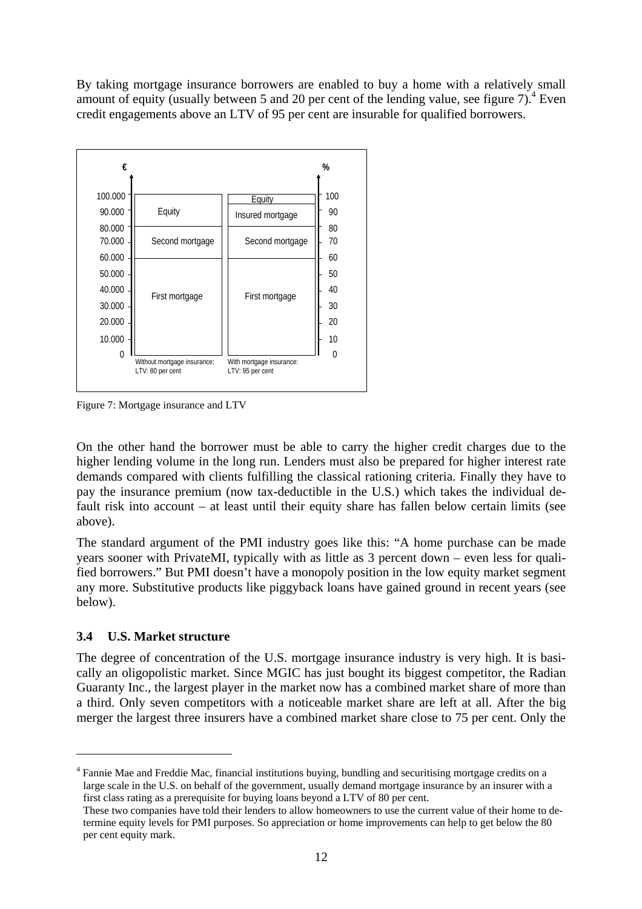By taking mortgage insurance borrowers are enabled to buy a home with a relatively small amount of equity (usually between 5 and 20 per cent of the lending value, see figure 7).[4] Even credit engagements above an LTV of 95 per cent are insurable for qualified borrowers.

Figure 7: Mortgage insurance and LTV

On the other hand the borrower must be able to carry the higher credit charges due to the higher lending volume in the long run. Lenders must also be prepared for higher interest rate demands compared with clients fulfilling the classical rationing criteria. Finally they have to pay the insurance premium (now tax-deductible in the U.S.) which takes the individual default risk into account – at least until their equity share has fallen below certain limits (see above).

The standard argument of the PMI industry goes like this: "A home purchase can be made years sooner with PrivateMI, typically with as little as 3 percent down – even less for qualified borrowers." But PMI doesn't have a monopoly position in the low equity market segment any more. Substitutive products like piggyback loans have gained ground in recent years (see below).

### 3.4 U.S. Market structure

The degree of concentration of the U.S. mortgage insurance industry is very high. It is basically an oligopolistic market. Since MGIC has just bought its biggest competitor, the Radian Guaranty Inc., the largest player in the market now has a combined market share of more than a third. Only seven competitors with a noticeable market share are left at all. After the big merger the largest three insurers have a combined market share close to 75 per cent. Only the

[4] Fannie Mae and Freddie Mac, financial institutions buying, bundling and securitising mortgage credits on a large scale in the U.S. on behalf of the government, usually demand mortgage insurance by an insurer with a first class rating as a prerequisite for buying loans beyond a LTV of 80 per cent.
These two companies have told their lenders to allow homeowners to use the current value of their home to determine equity levels for PMI purposes. So appreciation or home improvements can help to get below the 80 per cent equity mark.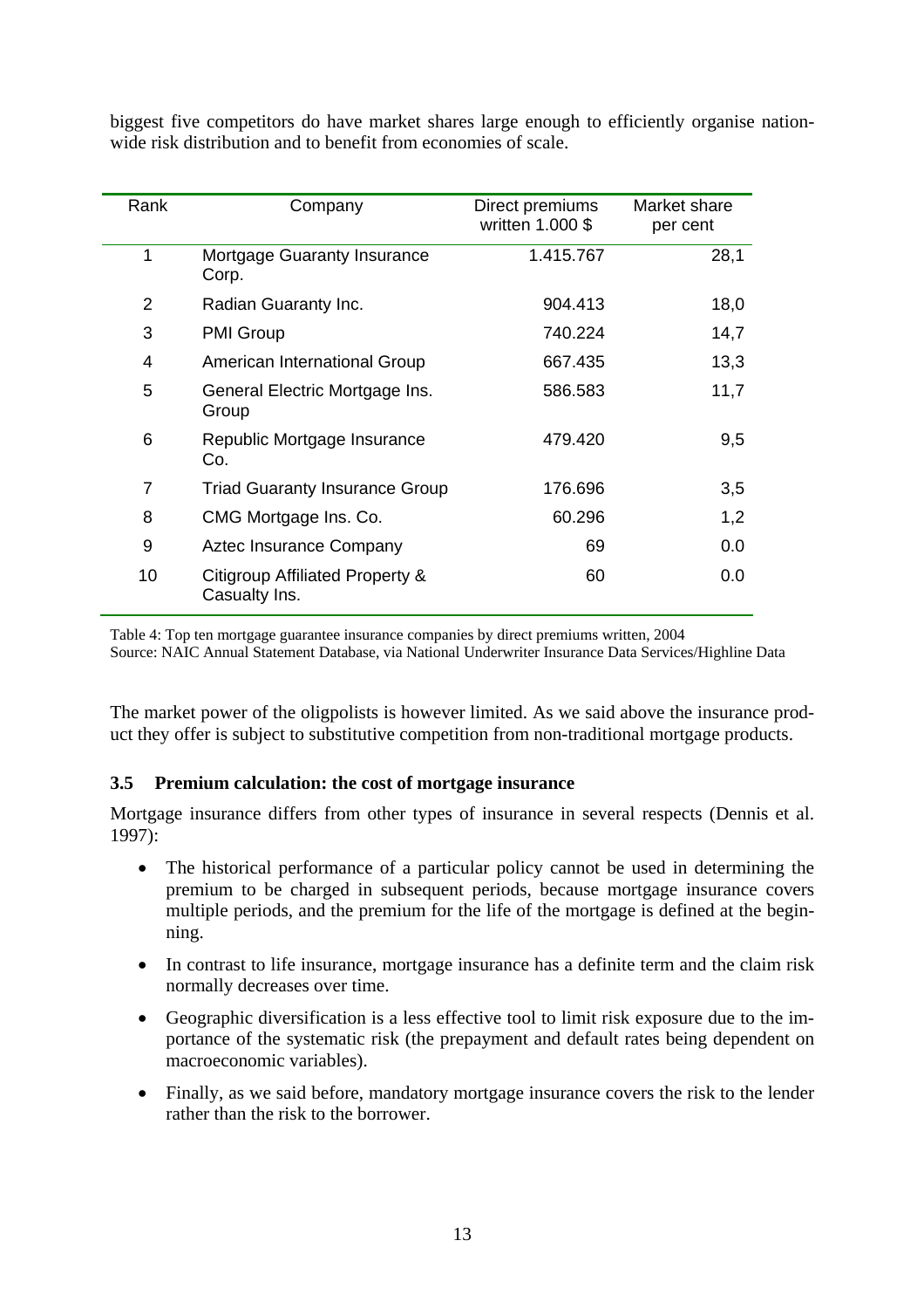biggest five competitors do have market shares large enough to efficiently organise nation-wide risk distribution and to benefit from economies of scale.

| Rank | Company | Direct premiums written 1.000 $ | Market share per cent |
|---|---|---|---|
| 1 | Mortgage Guaranty Insurance Corp. | 1.415.767 | 28,1 |
| 2 | Radian Guaranty Inc. | 904.413 | 18,0 |
| 3 | PMI Group | 740.224 | 14,7 |
| 4 | American International Group | 667.435 | 13,3 |
| 5 | General Electric Mortgage Ins. Group | 586.583 | 11,7 |
| 6 | Republic Mortgage Insurance Co. | 479.420 | 9,5 |
| 7 | Triad Guaranty Insurance Group | 176.696 | 3,5 |
| 8 | CMG Mortgage Ins. Co. | 60.296 | 1,2 |
| 9 | Aztec Insurance Company | 69 | 0.0 |
| 10 | Citigroup Affiliated Property & Casualty Ins. | 60 | 0.0 |

Table 4: Top ten mortgage guarantee insurance companies by direct premiums written, 2004
Source: NAIC Annual Statement Database, via National Underwriter Insurance Data Services/Highline Data

The market power of the oligpolists is however limited. As we said above the insurance product they offer is subject to substitutive competition from non-traditional mortgage products.

### 3.5 Premium calculation: the cost of mortgage insurance

Mortgage insurance differs from other types of insurance in several respects (Dennis et al. 1997):

- The historical performance of a particular policy cannot be used in determining the premium to be charged in subsequent periods, because mortgage insurance covers multiple periods, and the premium for the life of the mortgage is defined at the beginning.
- In contrast to life insurance, mortgage insurance has a definite term and the claim risk normally decreases over time.
- Geographic diversification is a less effective tool to limit risk exposure due to the importance of the systematic risk (the prepayment and default rates being dependent on macroeconomic variables).
- Finally, as we said before, mandatory mortgage insurance covers the risk to the lender rather than the risk to the borrower.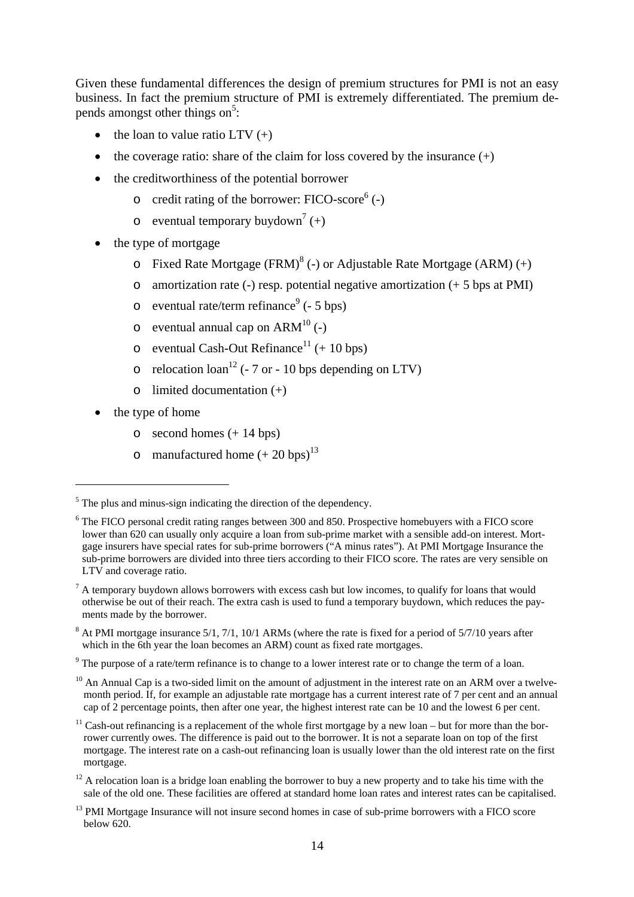Given these fundamental differences the design of premium structures for PMI is not an easy business. In fact the premium structure of PMI is extremely differentiated. The premium depends amongst other things on[5]:

- the loan to value ratio LTV (+)
- the coverage ratio: share of the claim for loss covered by the insurance (+)
- the creditworthiness of the potential borrower
  - credit rating of the borrower: FICO-score[6] (-)
  - eventual temporary buydown[7] (+)
- the type of mortgage
  - Fixed Rate Mortgage (FRM)[8] (-) or Adjustable Rate Mortgage (ARM) (+)
  - amortization rate (-) resp. potential negative amortization (+ 5 bps at PMI)
  - eventual rate/term refinance[9] (- 5 bps)
  - eventual annual cap on ARM[10] (-)
  - eventual Cash-Out Refinance[11] (+ 10 bps)
  - relocation loan[12] (- 7 or - 10 bps depending on LTV)
  - limited documentation (+)
- the type of home
  - second homes (+ 14 bps)
  - manufactured home (+ 20 bps)[13]

---

[5] The plus and minus-sign indicating the direction of the dependency.

[6] The FICO personal credit rating ranges between 300 and 850. Prospective homebuyers with a FICO score lower than 620 can usually only acquire a loan from sub-prime market with a sensible add-on interest. Mortgage insurers have special rates for sub-prime borrowers ("A minus rates"). At PMI Mortgage Insurance the sub-prime borrowers are divided into three tiers according to their FICO score. The rates are very sensible on LTV and coverage ratio.

[7] A temporary buydown allows borrowers with excess cash but low incomes, to qualify for loans that would otherwise be out of their reach. The extra cash is used to fund a temporary buydown, which reduces the payments made by the borrower.

[8] At PMI mortgage insurance 5/1, 7/1, 10/1 ARMs (where the rate is fixed for a period of 5/7/10 years after which in the 6th year the loan becomes an ARM) count as fixed rate mortgages.

[9] The purpose of a rate/term refinance is to change to a lower interest rate or to change the term of a loan.

[10] An Annual Cap is a two-sided limit on the amount of adjustment in the interest rate on an ARM over a twelve-month period. If, for example an adjustable rate mortgage has a current interest rate of 7 per cent and an annual cap of 2 percentage points, then after one year, the highest interest rate can be 10 and the lowest 6 per cent.

[11] Cash-out refinancing is a replacement of the whole first mortgage by a new loan – but for more than the borrower currently owes. The difference is paid out to the borrower. It is not a separate loan on top of the first mortgage. The interest rate on a cash-out refinancing loan is usually lower than the old interest rate on the first mortgage.

[12] A relocation loan is a bridge loan enabling the borrower to buy a new property and to take his time with the sale of the old one. These facilities are offered at standard home loan rates and interest rates can be capitalised.

[13] PMI Mortgage Insurance will not insure second homes in case of sub-prime borrowers with a FICO score below 620.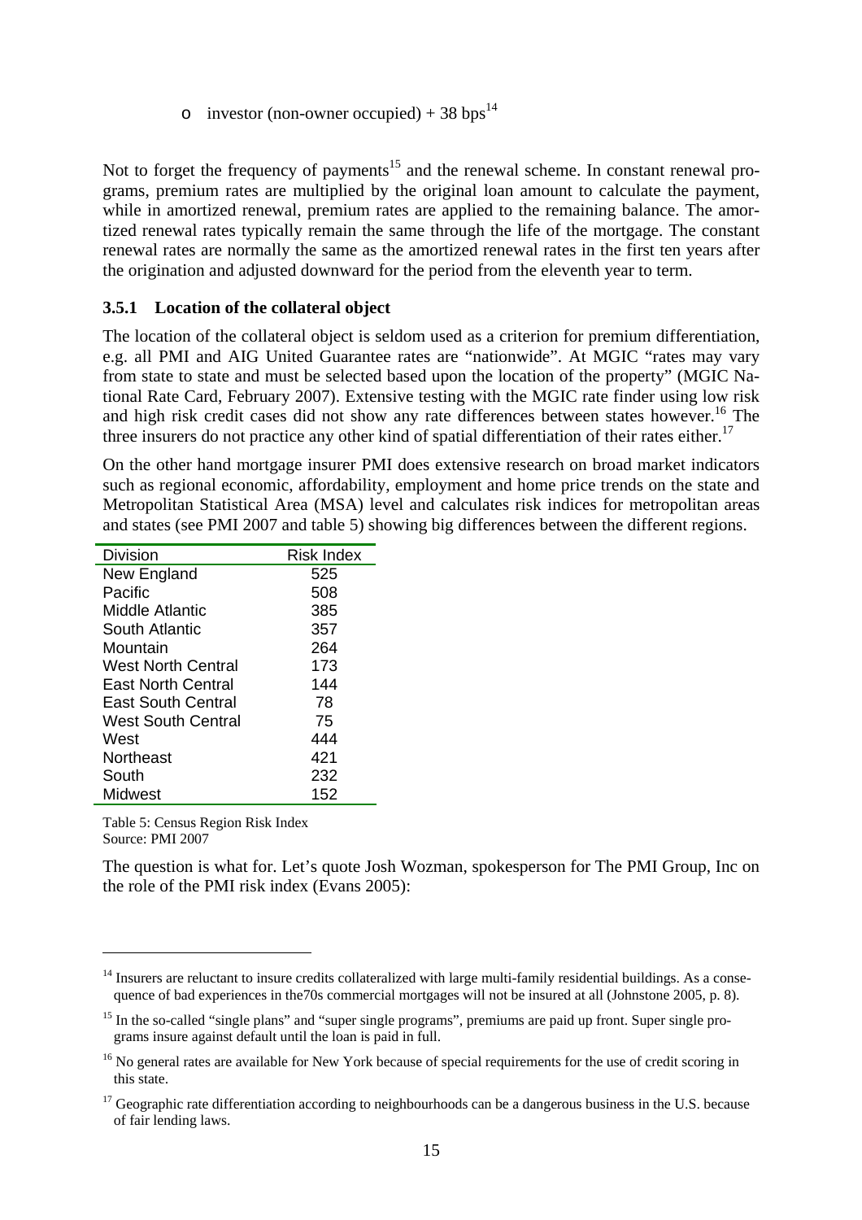- investor (non-owner occupied) + 38 bps[14]

Not to forget the frequency of payments[15] and the renewal scheme. In constant renewal programs, premium rates are multiplied by the original loan amount to calculate the payment, while in amortized renewal, premium rates are applied to the remaining balance. The amortized renewal rates typically remain the same through the life of the mortgage. The constant renewal rates are normally the same as the amortized renewal rates in the first ten years after the origination and adjusted downward for the period from the eleventh year to term.

### 3.5.1 Location of the collateral object

The location of the collateral object is seldom used as a criterion for premium differentiation, e.g. all PMI and AIG United Guarantee rates are "nationwide". At MGIC "rates may vary from state to state and must be selected based upon the location of the property" (MGIC National Rate Card, February 2007). Extensive testing with the MGIC rate finder using low risk and high risk credit cases did not show any rate differences between states however.[16] The three insurers do not practice any other kind of spatial differentiation of their rates either.[17]

On the other hand mortgage insurer PMI does extensive research on broad market indicators such as regional economic, affordability, employment and home price trends on the state and Metropolitan Statistical Area (MSA) level and calculates risk indices for metropolitan areas and states (see PMI 2007 and table 5) showing big differences between the different regions.

| Division | Risk Index |
|---|---|
| New England | 525 |
| Pacific | 508 |
| Middle Atlantic | 385 |
| South Atlantic | 357 |
| Mountain | 264 |
| West North Central | 173 |
| East North Central | 144 |
| East South Central | 78 |
| West South Central | 75 |
| West | 444 |
| Northeast | 421 |
| South | 232 |
| Midwest | 152 |

Table 5: Census Region Risk Index
Source: PMI 2007

The question is what for. Let's quote Josh Wozman, spokesperson for The PMI Group, Inc on the role of the PMI risk index (Evans 2005):

---

[14] Insurers are reluctant to insure credits collateralized with large multi-family residential buildings. As a consequence of bad experiences in the70s commercial mortgages will not be insured at all (Johnstone 2005, p. 8).

[15] In the so-called "single plans" and "super single programs", premiums are paid up front. Super single programs insure against default until the loan is paid in full.

[16] No general rates are available for New York because of special requirements for the use of credit scoring in this state.

[17] Geographic rate differentiation according to neighbourhoods can be a dangerous business in the U.S. because of fair lending laws.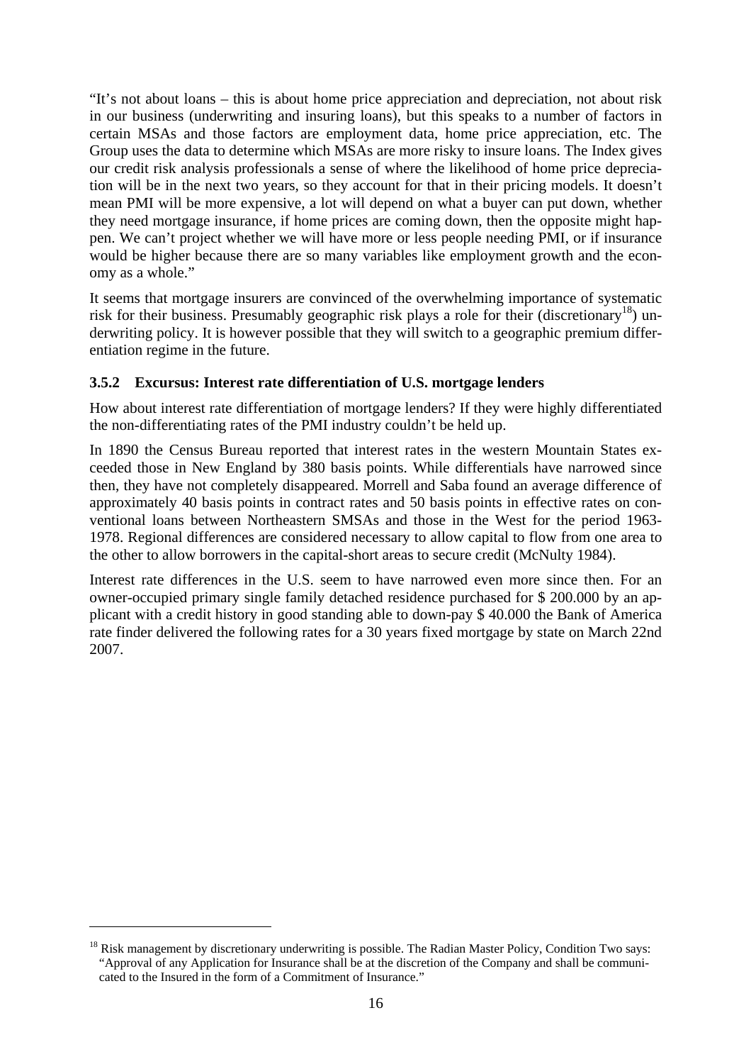"It's not about loans – this is about home price appreciation and depreciation, not about risk in our business (underwriting and insuring loans), but this speaks to a number of factors in certain MSAs and those factors are employment data, home price appreciation, etc. The Group uses the data to determine which MSAs are more risky to insure loans. The Index gives our credit risk analysis professionals a sense of where the likelihood of home price depreciation will be in the next two years, so they account for that in their pricing models. It doesn't mean PMI will be more expensive, a lot will depend on what a buyer can put down, whether they need mortgage insurance, if home prices are coming down, then the opposite might happen. We can't project whether we will have more or less people needing PMI, or if insurance would be higher because there are so many variables like employment growth and the economy as a whole."

It seems that mortgage insurers are convinced of the overwhelming importance of systematic risk for their business. Presumably geographic risk plays a role for their (discretionary[18]) underwriting policy. It is however possible that they will switch to a geographic premium differentiation regime in the future.

### 3.5.2 Excursus: Interest rate differentiation of U.S. mortgage lenders

How about interest rate differentiation of mortgage lenders? If they were highly differentiated the non-differentiating rates of the PMI industry couldn't be held up.

In 1890 the Census Bureau reported that interest rates in the western Mountain States exceeded those in New England by 380 basis points. While differentials have narrowed since then, they have not completely disappeared. Morrell and Saba found an average difference of approximately 40 basis points in contract rates and 50 basis points in effective rates on conventional loans between Northeastern SMSAs and those in the West for the period 1963-1978. Regional differences are considered necessary to allow capital to flow from one area to the other to allow borrowers in the capital-short areas to secure credit (McNulty 1984).

Interest rate differences in the U.S. seem to have narrowed even more since then. For an owner-occupied primary single family detached residence purchased for $ 200.000 by an applicant with a credit history in good standing able to down-pay $ 40.000 the Bank of America rate finder delivered the following rates for a 30 years fixed mortgage by state on March 22nd 2007.

[18] Risk management by discretionary underwriting is possible. The Radian Master Policy, Condition Two says: "Approval of any Application for Insurance shall be at the discretion of the Company and shall be communicated to the Insured in the form of a Commitment of Insurance."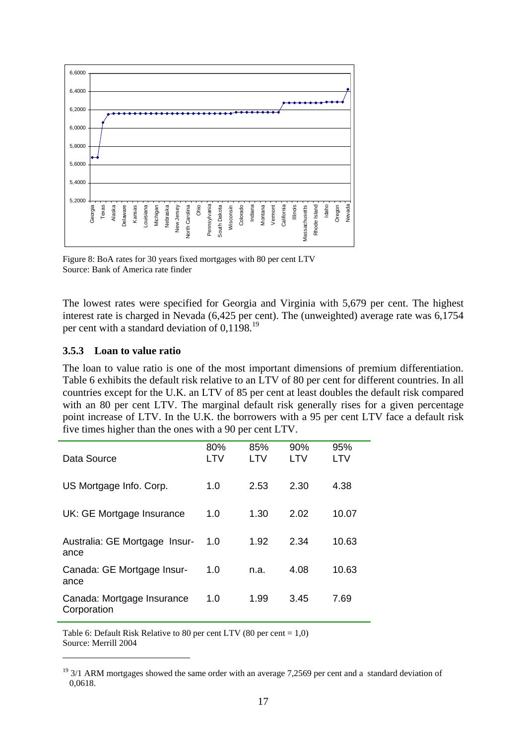Figure 8: BoA rates for 30 years fixed mortgages with 80 per cent LTV
Source: Bank of America rate finder

The lowest rates were specified for Georgia and Virginia with 5,679 per cent. The highest interest rate is charged in Nevada (6,425 per cent). The (unweighted) average rate was 6,1754 per cent with a standard deviation of 0,1198.[19]

### 3.5.3 Loan to value ratio

The loan to value ratio is one of the most important dimensions of premium differentiation. Table 6 exhibits the default risk relative to an LTV of 80 per cent for different countries. In all countries except for the U.K. an LTV of 85 per cent at least doubles the default risk compared with an 80 per cent LTV. The marginal default risk generally rises for a given percentage point increase of LTV. In the U.K. the borrowers with a 95 per cent LTV face a default risk five times higher than the ones with a 90 per cent LTV.

| Data Source | 80% LTV | 85% LTV | 90% LTV | 95% LTV |
|---|---|---|---|---|
| US Mortgage Info. Corp. | 1.0 | 2.53 | 2.30 | 4.38 |
| UK: GE Mortgage Insurance | 1.0 | 1.30 | 2.02 | 10.07 |
| Australia: GE Mortgage Insurance | 1.0 | 1.92 | 2.34 | 10.63 |
| Canada: GE Mortgage Insurance | 1.0 | n.a. | 4.08 | 10.63 |
| Canada: Mortgage Insurance Corporation | 1.0 | 1.99 | 3.45 | 7.69 |

Table 6: Default Risk Relative to 80 per cent LTV (80 per cent = 1,0)
Source: Merrill 2004

[19] 3/1 ARM mortgages showed the same order with an average 7,2569 per cent and a standard deviation of 0,0618.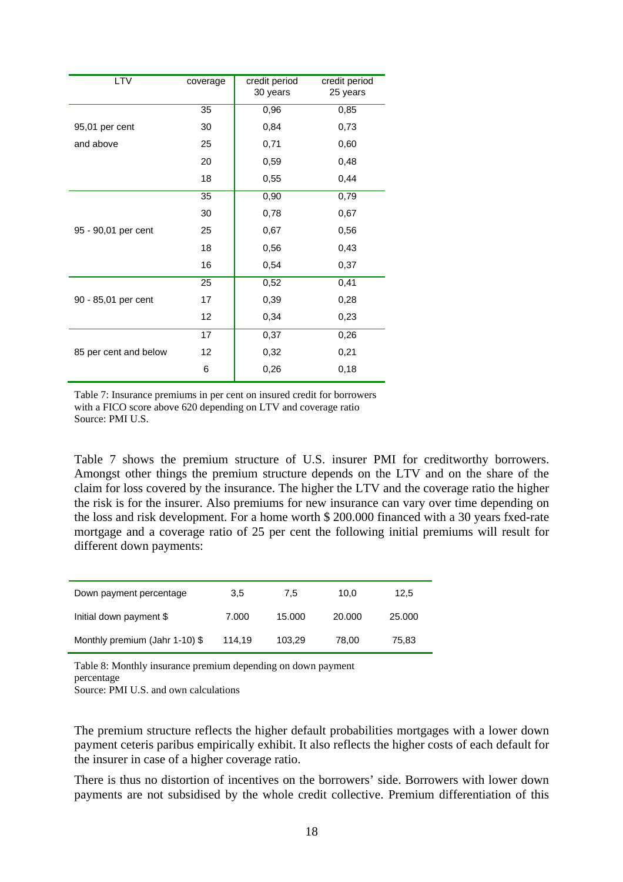| LTV | coverage | credit period 30 years | credit period 25 years |
|---|---|---|---|
| 95,01 per cent and above | 35 | 0,96 | 0,85 |
| | 30 | 0,84 | 0,73 |
| | 25 | 0,71 | 0,60 |
| | 20 | 0,59 | 0,48 |
| | 18 | 0,55 | 0,44 |
| 95 - 90,01 per cent | 35 | 0,90 | 0,79 |
| | 30 | 0,78 | 0,67 |
| | 25 | 0,67 | 0,56 |
| | 18 | 0,56 | 0,43 |
| | 16 | 0,54 | 0,37 |
| 90 - 85,01 per cent | 25 | 0,52 | 0,41 |
| | 17 | 0,39 | 0,28 |
| | 12 | 0,34 | 0,23 |
| 85 per cent and below | 17 | 0,37 | 0,26 |
| | 12 | 0,32 | 0,21 |
| | 6 | 0,26 | 0,18 |

Table 7: Insurance premiums in per cent on insured credit for borrowers with a FICO score above 620 depending on LTV and coverage ratio
Source: PMI U.S.

Table 7 shows the premium structure of U.S. insurer PMI for creditworthy borrowers. Amongst other things the premium structure depends on the LTV and on the share of the claim for loss covered by the insurance. The higher the LTV and the coverage ratio the higher the risk is for the insurer. Also premiums for new insurance can vary over time depending on the loss and risk development. For a home worth $ 200.000 financed with a 30 years fxed-rate mortgage and a coverage ratio of 25 per cent the following initial premiums will result for different down payments:

| Down payment percentage | 3,5 | 7,5 | 10,0 | 12,5 |
|---|---|---|---|---|
| Initial down payment $ | 7.000 | 15.000 | 20.000 | 25.000 |
| Monthly premium (Jahr 1-10) $ | 114,19 | 103,29 | 78,00 | 75,83 |

Table 8: Monthly insurance premium depending on down payment percentage
Source: PMI U.S. and own calculations

The premium structure reflects the higher default probabilities mortgages with a lower down payment ceteris paribus empirically exhibit. It also reflects the higher costs of each default for the insurer in case of a higher coverage ratio.

There is thus no distortion of incentives on the borrowers' side. Borrowers with lower down payments are not subsidised by the whole credit collective. Premium differentiation of this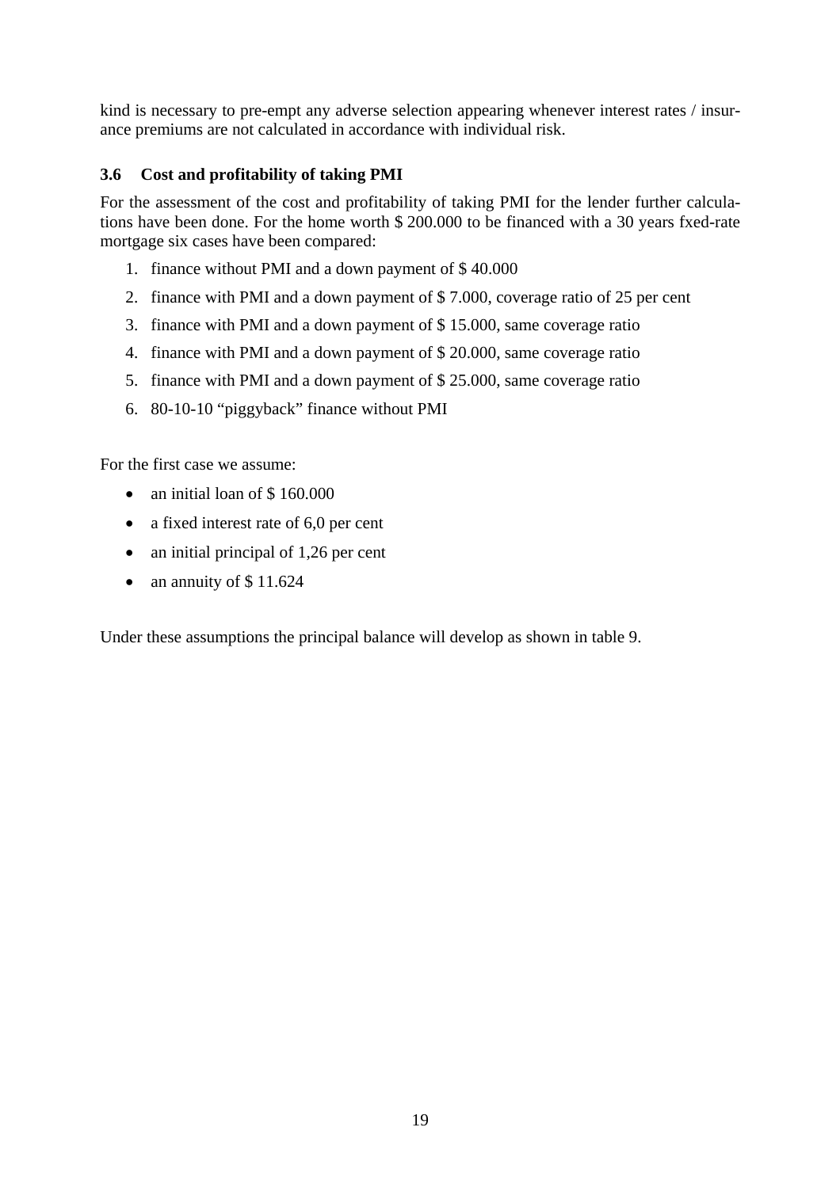kind is necessary to pre-empt any adverse selection appearing whenever interest rates / insurance premiums are not calculated in accordance with individual risk.

### 3.6 Cost and profitability of taking PMI

For the assessment of the cost and profitability of taking PMI for the lender further calculations have been done. For the home worth $ 200.000 to be financed with a 30 years fxed-rate mortgage six cases have been compared:

1. finance without PMI and a down payment of $ 40.000
2. finance with PMI and a down payment of $ 7.000, coverage ratio of 25 per cent
3. finance with PMI and a down payment of $ 15.000, same coverage ratio
4. finance with PMI and a down payment of $ 20.000, same coverage ratio
5. finance with PMI and a down payment of $ 25.000, same coverage ratio
6. 80-10-10 "piggyback" finance without PMI

For the first case we assume:

- an initial loan of $ 160.000
- a fixed interest rate of 6,0 per cent
- an initial principal of 1,26 per cent
- an annuity of $ 11.624

Under these assumptions the principal balance will develop as shown in table 9.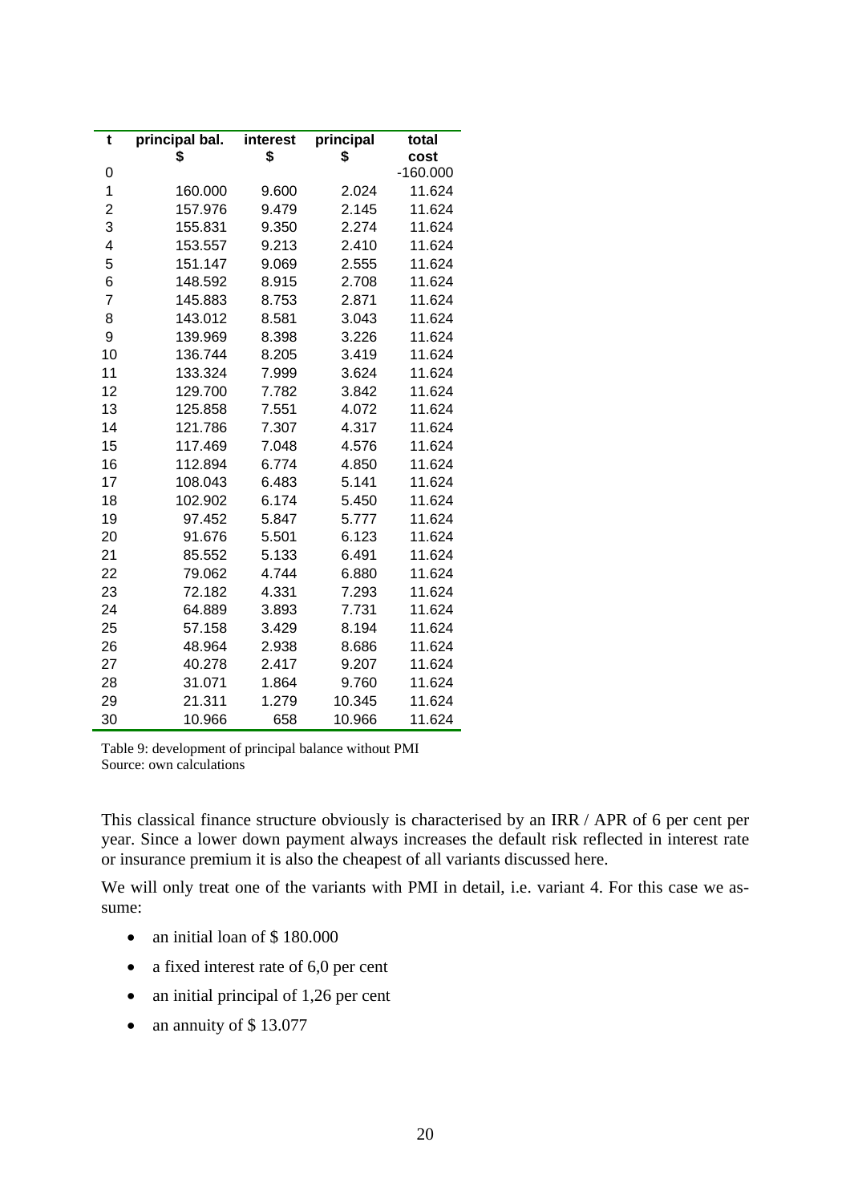| t | principal bal. $ | interest $ | principal $ | total cost |
|---|---|---|---|---|
| 0 | | | | -160.000 |
| 1 | 160.000 | 9.600 | 2.024 | 11.624 |
| 2 | 157.976 | 9.479 | 2.145 | 11.624 |
| 3 | 155.831 | 9.350 | 2.274 | 11.624 |
| 4 | 153.557 | 9.213 | 2.410 | 11.624 |
| 5 | 151.147 | 9.069 | 2.555 | 11.624 |
| 6 | 148.592 | 8.915 | 2.708 | 11.624 |
| 7 | 145.883 | 8.753 | 2.871 | 11.624 |
| 8 | 143.012 | 8.581 | 3.043 | 11.624 |
| 9 | 139.969 | 8.398 | 3.226 | 11.624 |
| 10 | 136.744 | 8.205 | 3.419 | 11.624 |
| 11 | 133.324 | 7.999 | 3.624 | 11.624 |
| 12 | 129.700 | 7.782 | 3.842 | 11.624 |
| 13 | 125.858 | 7.551 | 4.072 | 11.624 |
| 14 | 121.786 | 7.307 | 4.317 | 11.624 |
| 15 | 117.469 | 7.048 | 4.576 | 11.624 |
| 16 | 112.894 | 6.774 | 4.850 | 11.624 |
| 17 | 108.043 | 6.483 | 5.141 | 11.624 |
| 18 | 102.902 | 6.174 | 5.450 | 11.624 |
| 19 | 97.452 | 5.847 | 5.777 | 11.624 |
| 20 | 91.676 | 5.501 | 6.123 | 11.624 |
| 21 | 85.552 | 5.133 | 6.491 | 11.624 |
| 22 | 79.062 | 4.744 | 6.880 | 11.624 |
| 23 | 72.182 | 4.331 | 7.293 | 11.624 |
| 24 | 64.889 | 3.893 | 7.731 | 11.624 |
| 25 | 57.158 | 3.429 | 8.194 | 11.624 |
| 26 | 48.964 | 2.938 | 8.686 | 11.624 |
| 27 | 40.278 | 2.417 | 9.207 | 11.624 |
| 28 | 31.071 | 1.864 | 9.760 | 11.624 |
| 29 | 21.311 | 1.279 | 10.345 | 11.624 |
| 30 | 10.966 | 658 | 10.966 | 11.624 |

Table 9: development of principal balance without PMI
Source: own calculations

This classical finance structure obviously is characterised by an IRR / APR of 6 per cent per year. Since a lower down payment always increases the default risk reflected in interest rate or insurance premium it is also the cheapest of all variants discussed here.

We will only treat one of the variants with PMI in detail, i.e. variant 4. For this case we assume:

- an initial loan of $ 180.000
- a fixed interest rate of 6,0 per cent
- an initial principal of 1,26 per cent
- an annuity of $ 13.077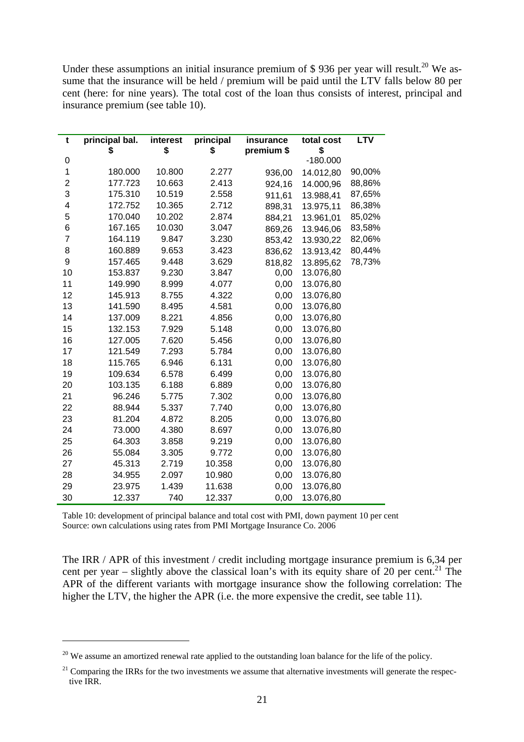Under these assumptions an initial insurance premium of $ 936 per year will result.[20] We assume that the insurance will be held / premium will be paid until the LTV falls below 80 per cent (here: for nine years). The total cost of the loan thus consists of interest, principal and insurance premium (see table 10).

| t | principal bal. $ | interest $ | principal $ | insurance premium $ | total cost $ | LTV |
|---|---|---|---|---|---|---|
| 0 | | | | | -180.000 | |
| 1 | 180.000 | 10.800 | 2.277 | 936,00 | 14.012,80 | 90,00% |
| 2 | 177.723 | 10.663 | 2.413 | 924,16 | 14.000,96 | 88,86% |
| 3 | 175.310 | 10.519 | 2.558 | 911,61 | 13.988,41 | 87,65% |
| 4 | 172.752 | 10.365 | 2.712 | 898,31 | 13.975,11 | 86,38% |
| 5 | 170.040 | 10.202 | 2.874 | 884,21 | 13.961,01 | 85,02% |
| 6 | 167.165 | 10.030 | 3.047 | 869,26 | 13.946,06 | 83,58% |
| 7 | 164.119 | 9.847 | 3.230 | 853,42 | 13.930,22 | 82,06% |
| 8 | 160.889 | 9.653 | 3.423 | 836,62 | 13.913,42 | 80,44% |
| 9 | 157.465 | 9.448 | 3.629 | 818,82 | 13.895,62 | 78,73% |
| 10 | 153.837 | 9.230 | 3.847 | 0,00 | 13.076,80 | |
| 11 | 149.990 | 8.999 | 4.077 | 0,00 | 13.076,80 | |
| 12 | 145.913 | 8.755 | 4.322 | 0,00 | 13.076,80 | |
| 13 | 141.590 | 8.495 | 4.581 | 0,00 | 13.076,80 | |
| 14 | 137.009 | 8.221 | 4.856 | 0,00 | 13.076,80 | |
| 15 | 132.153 | 7.929 | 5.148 | 0,00 | 13.076,80 | |
| 16 | 127.005 | 7.620 | 5.456 | 0,00 | 13.076,80 | |
| 17 | 121.549 | 7.293 | 5.784 | 0,00 | 13.076,80 | |
| 18 | 115.765 | 6.946 | 6.131 | 0,00 | 13.076,80 | |
| 19 | 109.634 | 6.578 | 6.499 | 0,00 | 13.076,80 | |
| 20 | 103.135 | 6.188 | 6.889 | 0,00 | 13.076,80 | |
| 21 | 96.246 | 5.775 | 7.302 | 0,00 | 13.076,80 | |
| 22 | 88.944 | 5.337 | 7.740 | 0,00 | 13.076,80 | |
| 23 | 81.204 | 4.872 | 8.205 | 0,00 | 13.076,80 | |
| 24 | 73.000 | 4.380 | 8.697 | 0,00 | 13.076,80 | |
| 25 | 64.303 | 3.858 | 9.219 | 0,00 | 13.076,80 | |
| 26 | 55.084 | 3.305 | 9.772 | 0,00 | 13.076,80 | |
| 27 | 45.313 | 2.719 | 10.358 | 0,00 | 13.076,80 | |
| 28 | 34.955 | 2.097 | 10.980 | 0,00 | 13.076,80 | |
| 29 | 23.975 | 1.439 | 11.638 | 0,00 | 13.076,80 | |
| 30 | 12.337 | 740 | 12.337 | 0,00 | 13.076,80 | |

Table 10: development of principal balance and total cost with PMI, down payment 10 per cent
Source: own calculations using rates from PMI Mortgage Insurance Co. 2006

The IRR / APR of this investment / credit including mortgage insurance premium is 6,34 per cent per year – slightly above the classical loan's with its equity share of 20 per cent.[21] The APR of the different variants with mortgage insurance show the following correlation: The higher the LTV, the higher the APR (i.e. the more expensive the credit, see table 11).

[20] We assume an amortized renewal rate applied to the outstanding loan balance for the life of the policy.

[21] Comparing the IRRs for the two investments we assume that alternative investments will generate the respective IRR.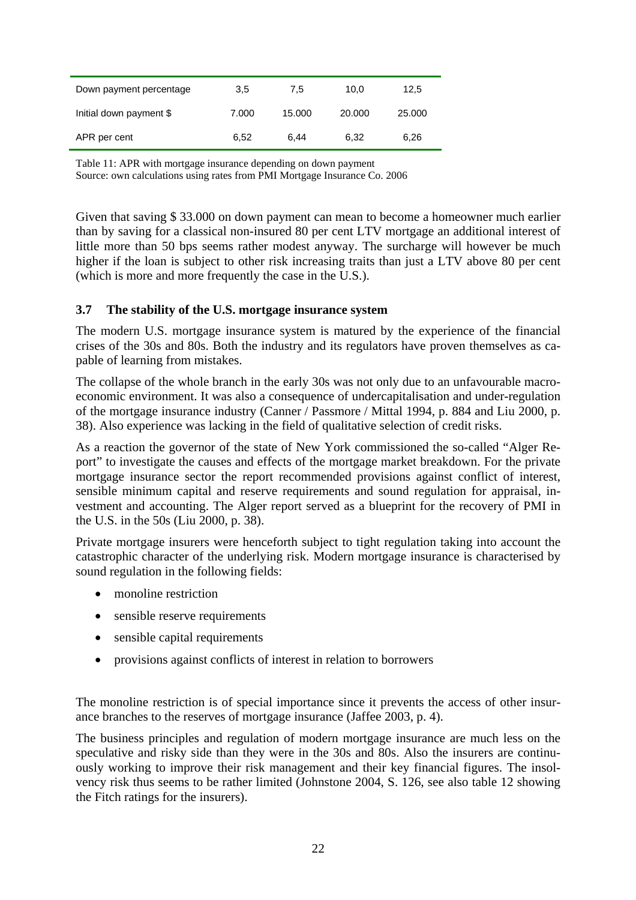| Down payment percentage | 3,5 | 7,5 | 10,0 | 12,5 |
| --- | --- | --- | --- | --- |
| Initial down payment $ | 7.000 | 15.000 | 20.000 | 25.000 |
| APR per cent | 6,52 | 6,44 | 6,32 | 6,26 |

Table 11: APR with mortgage insurance depending on down payment
Source: own calculations using rates from PMI Mortgage Insurance Co. 2006

Given that saving $ 33.000 on down payment can mean to become a homeowner much earlier than by saving for a classical non-insured 80 per cent LTV mortgage an additional interest of little more than 50 bps seems rather modest anyway. The surcharge will however be much higher if the loan is subject to other risk increasing traits than just a LTV above 80 per cent (which is more and more frequently the case in the U.S.).

### 3.7 The stability of the U.S. mortgage insurance system

The modern U.S. mortgage insurance system is matured by the experience of the financial crises of the 30s and 80s. Both the industry and its regulators have proven themselves as capable of learning from mistakes.

The collapse of the whole branch in the early 30s was not only due to an unfavourable macroeconomic environment. It was also a consequence of undercapitalisation and under-regulation of the mortgage insurance industry (Canner / Passmore / Mittal 1994, p. 884 and Liu 2000, p. 38). Also experience was lacking in the field of qualitative selection of credit risks.

As a reaction the governor of the state of New York commissioned the so-called "Alger Report" to investigate the causes and effects of the mortgage market breakdown. For the private mortgage insurance sector the report recommended provisions against conflict of interest, sensible minimum capital and reserve requirements and sound regulation for appraisal, investment and accounting. The Alger report served as a blueprint for the recovery of PMI in the U.S. in the 50s (Liu 2000, p. 38).

Private mortgage insurers were henceforth subject to tight regulation taking into account the catastrophic character of the underlying risk. Modern mortgage insurance is characterised by sound regulation in the following fields:

- monoline restriction
- sensible reserve requirements
- sensible capital requirements
- provisions against conflicts of interest in relation to borrowers

The monoline restriction is of special importance since it prevents the access of other insurance branches to the reserves of mortgage insurance (Jaffee 2003, p. 4).

The business principles and regulation of modern mortgage insurance are much less on the speculative and risky side than they were in the 30s and 80s. Also the insurers are continuously working to improve their risk management and their key financial figures. The insolvency risk thus seems to be rather limited (Johnstone 2004, S. 126, see also table 12 showing the Fitch ratings for the insurers).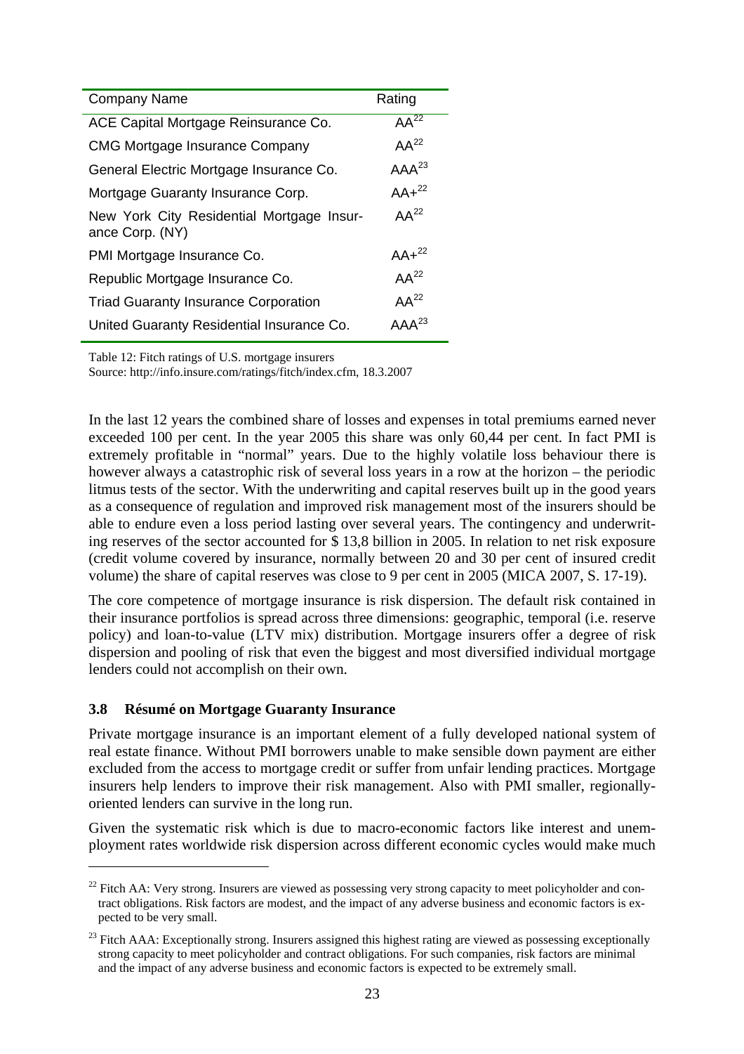| Company Name | Rating |
|---|---|
| ACE Capital Mortgage Reinsurance Co. | AA[22] |
| CMG Mortgage Insurance Company | AA[22] |
| General Electric Mortgage Insurance Co. | AAA[23] |
| Mortgage Guaranty Insurance Corp. | AA+[22] |
| New York City Residential Mortgage Insurance Corp. (NY) | AA[22] |
| PMI Mortgage Insurance Co. | AA+[22] |
| Republic Mortgage Insurance Co. | AA[22] |
| Triad Guaranty Insurance Corporation | AA[22] |
| United Guaranty Residential Insurance Co. | AAA[23] |

Table 12: Fitch ratings of U.S. mortgage insurers
Source: http://info.insure.com/ratings/fitch/index.cfm, 18.3.2007

In the last 12 years the combined share of losses and expenses in total premiums earned never exceeded 100 per cent. In the year 2005 this share was only 60,44 per cent. In fact PMI is extremely profitable in "normal" years. Due to the highly volatile loss behaviour there is however always a catastrophic risk of several loss years in a row at the horizon – the periodic litmus tests of the sector. With the underwriting and capital reserves built up in the good years as a consequence of regulation and improved risk management most of the insurers should be able to endure even a loss period lasting over several years. The contingency and underwriting reserves of the sector accounted for $ 13,8 billion in 2005. In relation to net risk exposure (credit volume covered by insurance, normally between 20 and 30 per cent of insured credit volume) the share of capital reserves was close to 9 per cent in 2005 (MICA 2007, S. 17-19).

The core competence of mortgage insurance is risk dispersion. The default risk contained in their insurance portfolios is spread across three dimensions: geographic, temporal (i.e. reserve policy) and loan-to-value (LTV mix) distribution. Mortgage insurers offer a degree of risk dispersion and pooling of risk that even the biggest and most diversified individual mortgage lenders could not accomplish on their own.

### 3.8 Résumé on Mortgage Guaranty Insurance

Private mortgage insurance is an important element of a fully developed national system of real estate finance. Without PMI borrowers unable to make sensible down payment are either excluded from the access to mortgage credit or suffer from unfair lending practices. Mortgage insurers help lenders to improve their risk management. Also with PMI smaller, regionally-oriented lenders can survive in the long run.

Given the systematic risk which is due to macro-economic factors like interest and unemployment rates worldwide risk dispersion across different economic cycles would make much

[22] Fitch AA: Very strong. Insurers are viewed as possessing very strong capacity to meet policyholder and contract obligations. Risk factors are modest, and the impact of any adverse business and economic factors is expected to be very small.

[23] Fitch AAA: Exceptionally strong. Insurers assigned this highest rating are viewed as possessing exceptionally strong capacity to meet policyholder and contract obligations. For such companies, risk factors are minimal and the impact of any adverse business and economic factors is expected to be extremely small.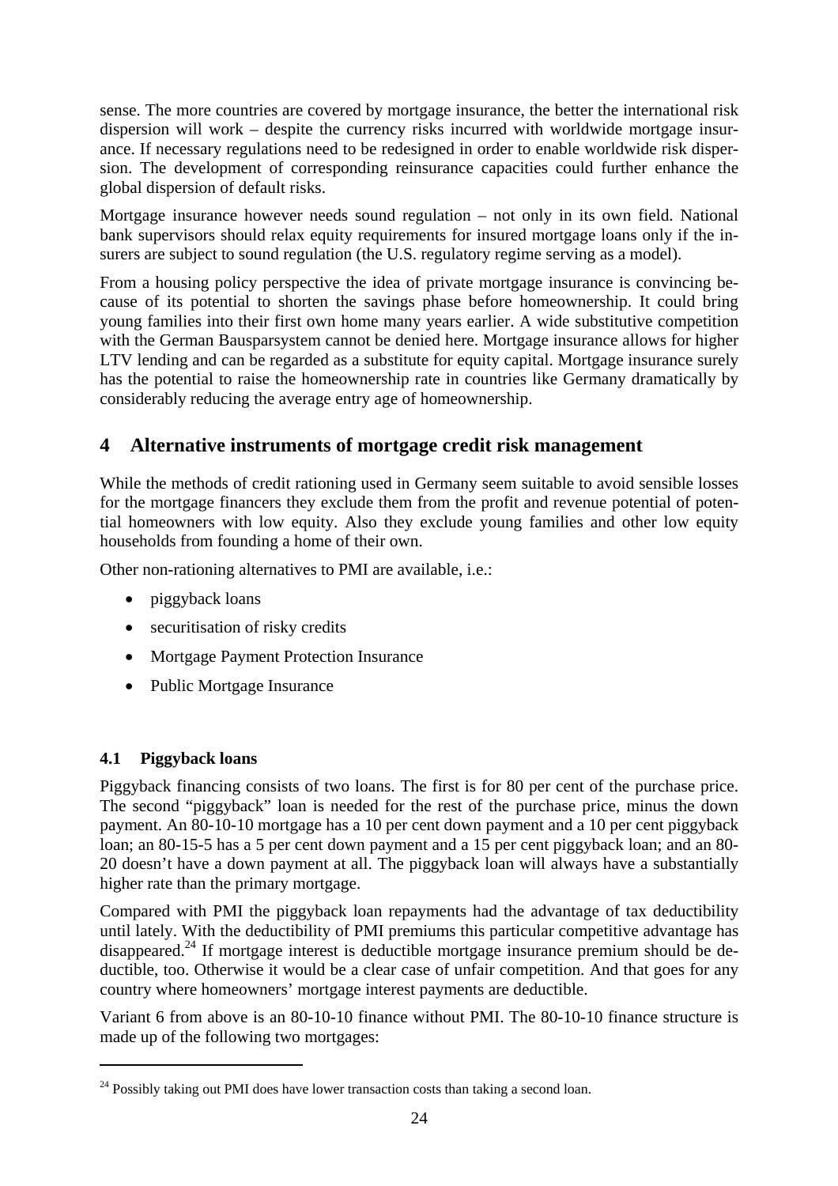sense. The more countries are covered by mortgage insurance, the better the international risk dispersion will work – despite the currency risks incurred with worldwide mortgage insurance. If necessary regulations need to be redesigned in order to enable worldwide risk dispersion. The development of corresponding reinsurance capacities could further enhance the global dispersion of default risks.

Mortgage insurance however needs sound regulation – not only in its own field. National bank supervisors should relax equity requirements for insured mortgage loans only if the insurers are subject to sound regulation (the U.S. regulatory regime serving as a model).

From a housing policy perspective the idea of private mortgage insurance is convincing because of its potential to shorten the savings phase before homeownership. It could bring young families into their first own home many years earlier. A wide substitutive competition with the German Bausparsystem cannot be denied here. Mortgage insurance allows for higher LTV lending and can be regarded as a substitute for equity capital. Mortgage insurance surely has the potential to raise the homeownership rate in countries like Germany dramatically by considerably reducing the average entry age of homeownership.

## 4 Alternative instruments of mortgage credit risk management

While the methods of credit rationing used in Germany seem suitable to avoid sensible losses for the mortgage financers they exclude them from the profit and revenue potential of potential homeowners with low equity. Also they exclude young families and other low equity households from founding a home of their own.

Other non-rationing alternatives to PMI are available, i.e.:

- piggyback loans
- securitisation of risky credits
- Mortgage Payment Protection Insurance
- Public Mortgage Insurance

### 4.1 Piggyback loans

Piggyback financing consists of two loans. The first is for 80 per cent of the purchase price. The second "piggyback" loan is needed for the rest of the purchase price, minus the down payment. An 80-10-10 mortgage has a 10 per cent down payment and a 10 per cent piggyback loan; an 80-15-5 has a 5 per cent down payment and a 15 per cent piggyback loan; and an 80-20 doesn't have a down payment at all. The piggyback loan will always have a substantially higher rate than the primary mortgage.

Compared with PMI the piggyback loan repayments had the advantage of tax deductibility until lately. With the deductibility of PMI premiums this particular competitive advantage has disappeared.[24] If mortgage interest is deductible mortgage insurance premium should be deductible, too. Otherwise it would be a clear case of unfair competition. And that goes for any country where homeowners' mortgage interest payments are deductible.

Variant 6 from above is an 80-10-10 finance without PMI. The 80-10-10 finance structure is made up of the following two mortgages:

[24] Possibly taking out PMI does have lower transaction costs than taking a second loan.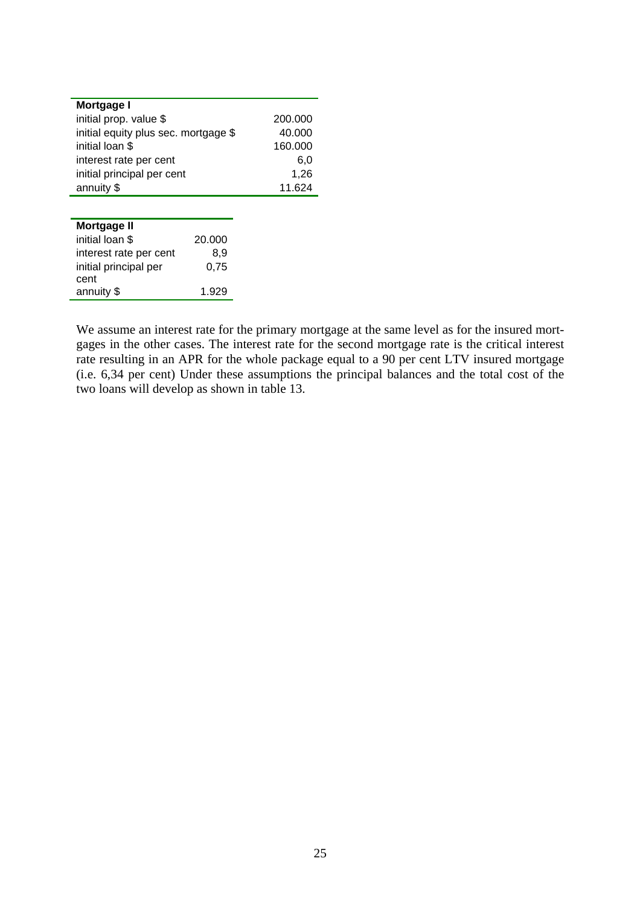| Mortgage I | |
|---|---|
| initial prop. value $ | 200.000 |
| initial equity plus sec. mortgage $ | 40.000 |
| initial loan $ | 160.000 |
| interest rate per cent | 6,0 |
| initial principal per cent | 1,26 |
| annuity $ | 11.624 |

| Mortgage II | |
|---|---|
| initial loan $ | 20.000 |
| interest rate per cent | 8,9 |
| initial principal per cent | 0,75 |
| annuity $ | 1.929 |

We assume an interest rate for the primary mortgage at the same level as for the insured mortgages in the other cases. The interest rate for the second mortgage rate is the critical interest rate resulting in an APR for the whole package equal to a 90 per cent LTV insured mortgage (i.e. 6,34 per cent) Under these assumptions the principal balances and the total cost of the two loans will develop as shown in table 13.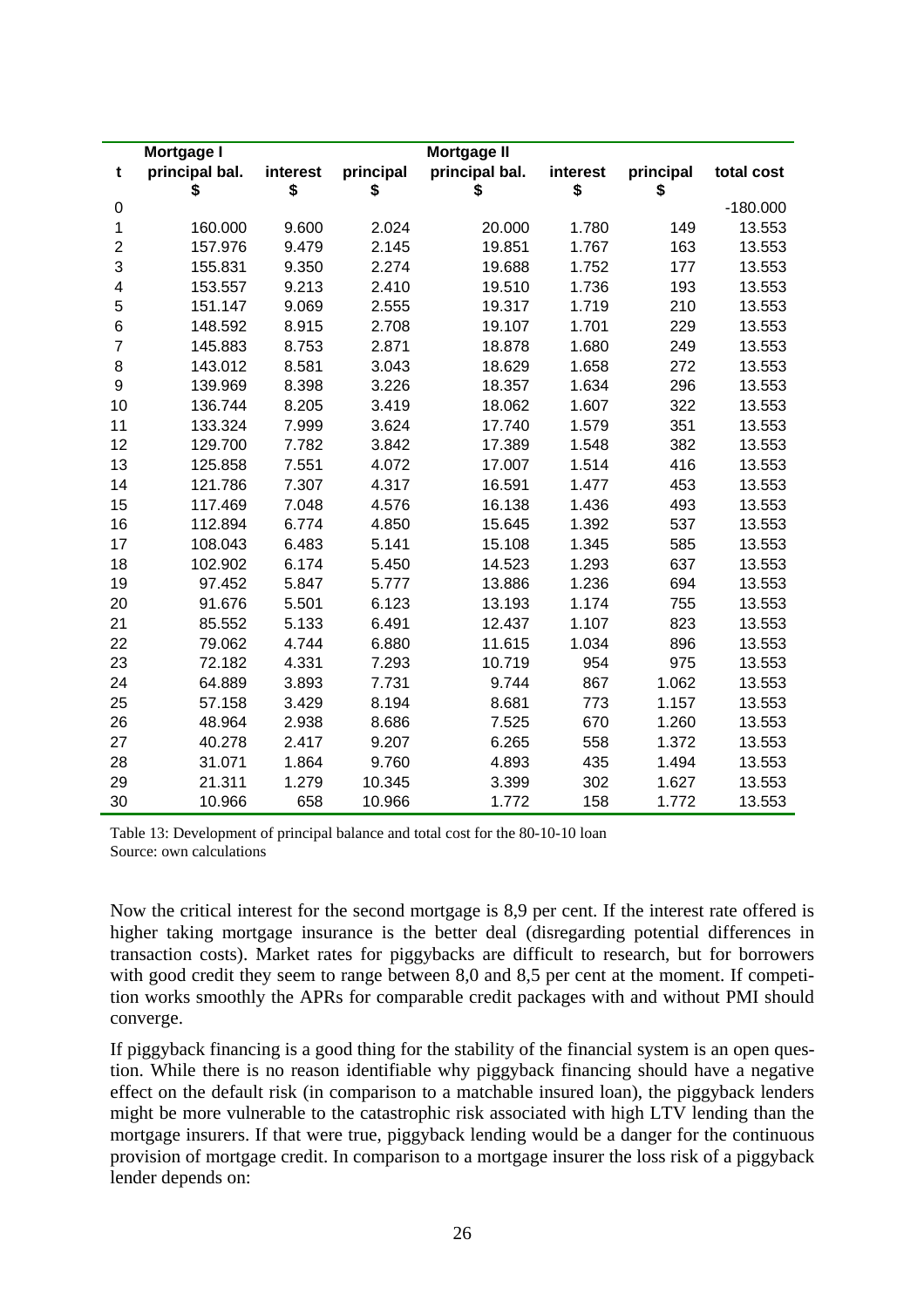| t | Mortgage I principal bal. $ | interest $ | principal $ | Mortgage II principal bal. $ | interest $ | principal $ | total cost |
|---|---|---|---|---|---|---|---|
| 0 | | | | | | | -180.000 |
| 1 | 160.000 | 9.600 | 2.024 | 20.000 | 1.780 | 149 | 13.553 |
| 2 | 157.976 | 9.479 | 2.145 | 19.851 | 1.767 | 163 | 13.553 |
| 3 | 155.831 | 9.350 | 2.274 | 19.688 | 1.752 | 177 | 13.553 |
| 4 | 153.557 | 9.213 | 2.410 | 19.510 | 1.736 | 193 | 13.553 |
| 5 | 151.147 | 9.069 | 2.555 | 19.317 | 1.719 | 210 | 13.553 |
| 6 | 148.592 | 8.915 | 2.708 | 19.107 | 1.701 | 229 | 13.553 |
| 7 | 145.883 | 8.753 | 2.871 | 18.878 | 1.680 | 249 | 13.553 |
| 8 | 143.012 | 8.581 | 3.043 | 18.629 | 1.658 | 272 | 13.553 |
| 9 | 139.969 | 8.398 | 3.226 | 18.357 | 1.634 | 296 | 13.553 |
| 10 | 136.744 | 8.205 | 3.419 | 18.062 | 1.607 | 322 | 13.553 |
| 11 | 133.324 | 7.999 | 3.624 | 17.740 | 1.579 | 351 | 13.553 |
| 12 | 129.700 | 7.782 | 3.842 | 17.389 | 1.548 | 382 | 13.553 |
| 13 | 125.858 | 7.551 | 4.072 | 17.007 | 1.514 | 416 | 13.553 |
| 14 | 121.786 | 7.307 | 4.317 | 16.591 | 1.477 | 453 | 13.553 |
| 15 | 117.469 | 7.048 | 4.576 | 16.138 | 1.436 | 493 | 13.553 |
| 16 | 112.894 | 6.774 | 4.850 | 15.645 | 1.392 | 537 | 13.553 |
| 17 | 108.043 | 6.483 | 5.141 | 15.108 | 1.345 | 585 | 13.553 |
| 18 | 102.902 | 6.174 | 5.450 | 14.523 | 1.293 | 637 | 13.553 |
| 19 | 97.452 | 5.847 | 5.777 | 13.886 | 1.236 | 694 | 13.553 |
| 20 | 91.676 | 5.501 | 6.123 | 13.193 | 1.174 | 755 | 13.553 |
| 21 | 85.552 | 5.133 | 6.491 | 12.437 | 1.107 | 823 | 13.553 |
| 22 | 79.062 | 4.744 | 6.880 | 11.615 | 1.034 | 896 | 13.553 |
| 23 | 72.182 | 4.331 | 7.293 | 10.719 | 954 | 975 | 13.553 |
| 24 | 64.889 | 3.893 | 7.731 | 9.744 | 867 | 1.062 | 13.553 |
| 25 | 57.158 | 3.429 | 8.194 | 8.681 | 773 | 1.157 | 13.553 |
| 26 | 48.964 | 2.938 | 8.686 | 7.525 | 670 | 1.260 | 13.553 |
| 27 | 40.278 | 2.417 | 9.207 | 6.265 | 558 | 1.372 | 13.553 |
| 28 | 31.071 | 1.864 | 9.760 | 4.893 | 435 | 1.494 | 13.553 |
| 29 | 21.311 | 1.279 | 10.345 | 3.399 | 302 | 1.627 | 13.553 |
| 30 | 10.966 | 658 | 10.966 | 1.772 | 158 | 1.772 | 13.553 |

Table 13: Development of principal balance and total cost for the 80-10-10 loan
Source: own calculations

Now the critical interest for the second mortgage is 8,9 per cent. If the interest rate offered is higher taking mortgage insurance is the better deal (disregarding potential differences in transaction costs). Market rates for piggybacks are difficult to research, but for borrowers with good credit they seem to range between 8,0 and 8,5 per cent at the moment. If competition works smoothly the APRs for comparable credit packages with and without PMI should converge.

If piggyback financing is a good thing for the stability of the financial system is an open question. While there is no reason identifiable why piggyback financing should have a negative effect on the default risk (in comparison to a matchable insured loan), the piggyback lenders might be more vulnerable to the catastrophic risk associated with high LTV lending than the mortgage insurers. If that were true, piggyback lending would be a danger for the continuous provision of mortgage credit. In comparison to a mortgage insurer the loss risk of a piggyback lender depends on: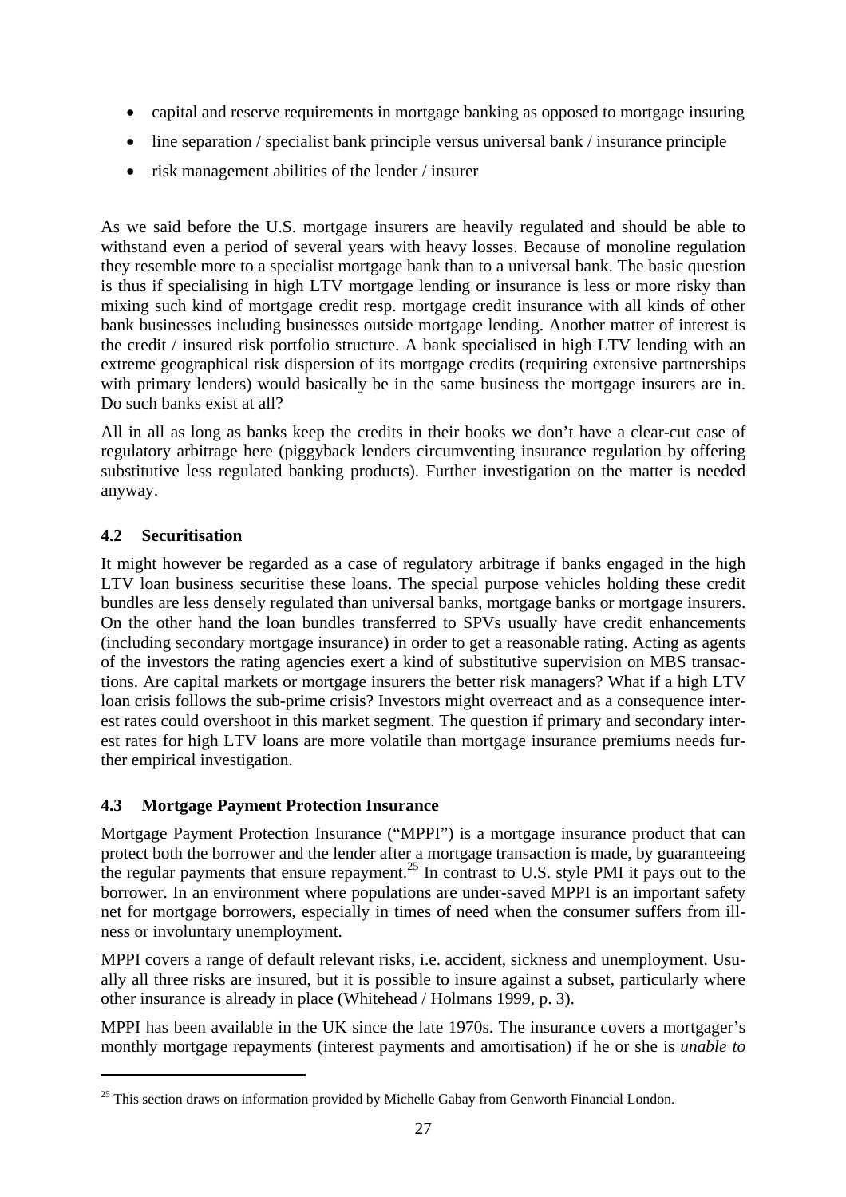- capital and reserve requirements in mortgage banking as opposed to mortgage insuring
- line separation / specialist bank principle versus universal bank / insurance principle
- risk management abilities of the lender / insurer

As we said before the U.S. mortgage insurers are heavily regulated and should be able to withstand even a period of several years with heavy losses. Because of monoline regulation they resemble more to a specialist mortgage bank than to a universal bank. The basic question is thus if specialising in high LTV mortgage lending or insurance is less or more risky than mixing such kind of mortgage credit resp. mortgage credit insurance with all kinds of other bank businesses including businesses outside mortgage lending. Another matter of interest is the credit / insured risk portfolio structure. A bank specialised in high LTV lending with an extreme geographical risk dispersion of its mortgage credits (requiring extensive partnerships with primary lenders) would basically be in the same business the mortgage insurers are in. Do such banks exist at all?

All in all as long as banks keep the credits in their books we don't have a clear-cut case of regulatory arbitrage here (piggyback lenders circumventing insurance regulation by offering substitutive less regulated banking products). Further investigation on the matter is needed anyway.

### 4.2 Securitisation

It might however be regarded as a case of regulatory arbitrage if banks engaged in the high LTV loan business securitise these loans. The special purpose vehicles holding these credit bundles are less densely regulated than universal banks, mortgage banks or mortgage insurers. On the other hand the loan bundles transferred to SPVs usually have credit enhancements (including secondary mortgage insurance) in order to get a reasonable rating. Acting as agents of the investors the rating agencies exert a kind of substitutive supervision on MBS transactions. Are capital markets or mortgage insurers the better risk managers? What if a high LTV loan crisis follows the sub-prime crisis? Investors might overreact and as a consequence interest rates could overshoot in this market segment. The question if primary and secondary interest rates for high LTV loans are more volatile than mortgage insurance premiums needs further empirical investigation.

### 4.3 Mortgage Payment Protection Insurance

Mortgage Payment Protection Insurance ("MPPI") is a mortgage insurance product that can protect both the borrower and the lender after a mortgage transaction is made, by guaranteeing the regular payments that ensure repayment.[25] In contrast to U.S. style PMI it pays out to the borrower. In an environment where populations are under-saved MPPI is an important safety net for mortgage borrowers, especially in times of need when the consumer suffers from illness or involuntary unemployment.

MPPI covers a range of default relevant risks, i.e. accident, sickness and unemployment. Usually all three risks are insured, but it is possible to insure against a subset, particularly where other insurance is already in place (Whitehead / Holmans 1999, p. 3).

MPPI has been available in the UK since the late 1970s. The insurance covers a mortgager's monthly mortgage repayments (interest payments and amortisation) if he or she is *unable to*

---

[25] This section draws on information provided by Michelle Gabay from Genworth Financial London.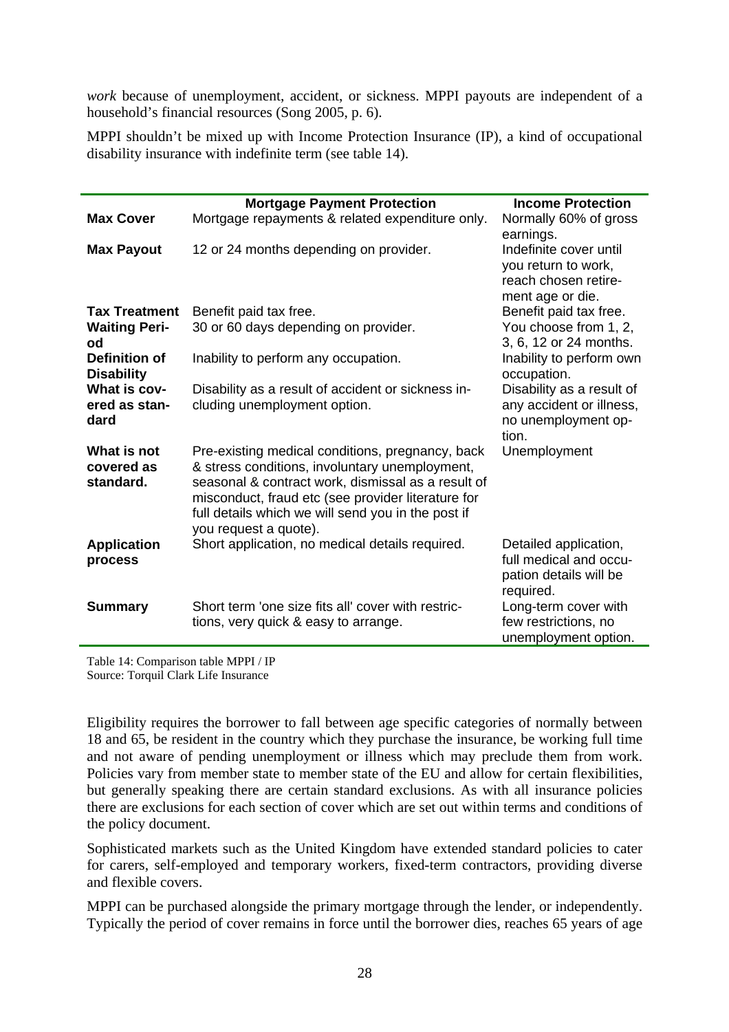*work* because of unemployment, accident, or sickness. MPPI payouts are independent of a household's financial resources (Song 2005, p. 6).

MPPI shouldn't be mixed up with Income Protection Insurance (IP), a kind of occupational disability insurance with indefinite term (see table 14).

| | Mortgage Payment Protection | Income Protection |
|---|---|---|
| **Max Cover** | Mortgage repayments & related expenditure only. | Normally 60% of gross earnings. |
| **Max Payout** | 12 or 24 months depending on provider. | Indefinite cover until you return to work, reach chosen retirement age or die. |
| **Tax Treatment** | Benefit paid tax free. | Benefit paid tax free. |
| **Waiting Period** | 30 or 60 days depending on provider. | You choose from 1, 2, 3, 6, 12 or 24 months. |
| **Definition of Disability** | Inability to perform any occupation. | Inability to perform own occupation. |
| **What is covered as standard** | Disability as a result of accident or sickness including unemployment option. | Disability as a result of any accident or illness, no unemployment option. |
| **What is not covered as standard.** | Pre-existing medical conditions, pregnancy, back & stress conditions, involuntary unemployment, seasonal & contract work, dismissal as a result of misconduct, fraud etc (see provider literature for full details which we will send you in the post if you request a quote). | Unemployment |
| **Application process** | Short application, no medical details required. | Detailed application, full medical and occupation details will be required. |
| **Summary** | Short term 'one size fits all' cover with restrictions, very quick & easy to arrange. | Long-term cover with few restrictions, no unemployment option. |

Table 14: Comparison table MPPI / IP
Source: Torquil Clark Life Insurance

Eligibility requires the borrower to fall between age specific categories of normally between 18 and 65, be resident in the country which they purchase the insurance, be working full time and not aware of pending unemployment or illness which may preclude them from work. Policies vary from member state to member state of the EU and allow for certain flexibilities, but generally speaking there are certain standard exclusions. As with all insurance policies there are exclusions for each section of cover which are set out within terms and conditions of the policy document.

Sophisticated markets such as the United Kingdom have extended standard policies to cater for carers, self-employed and temporary workers, fixed-term contractors, providing diverse and flexible covers.

MPPI can be purchased alongside the primary mortgage through the lender, or independently. Typically the period of cover remains in force until the borrower dies, reaches 65 years of age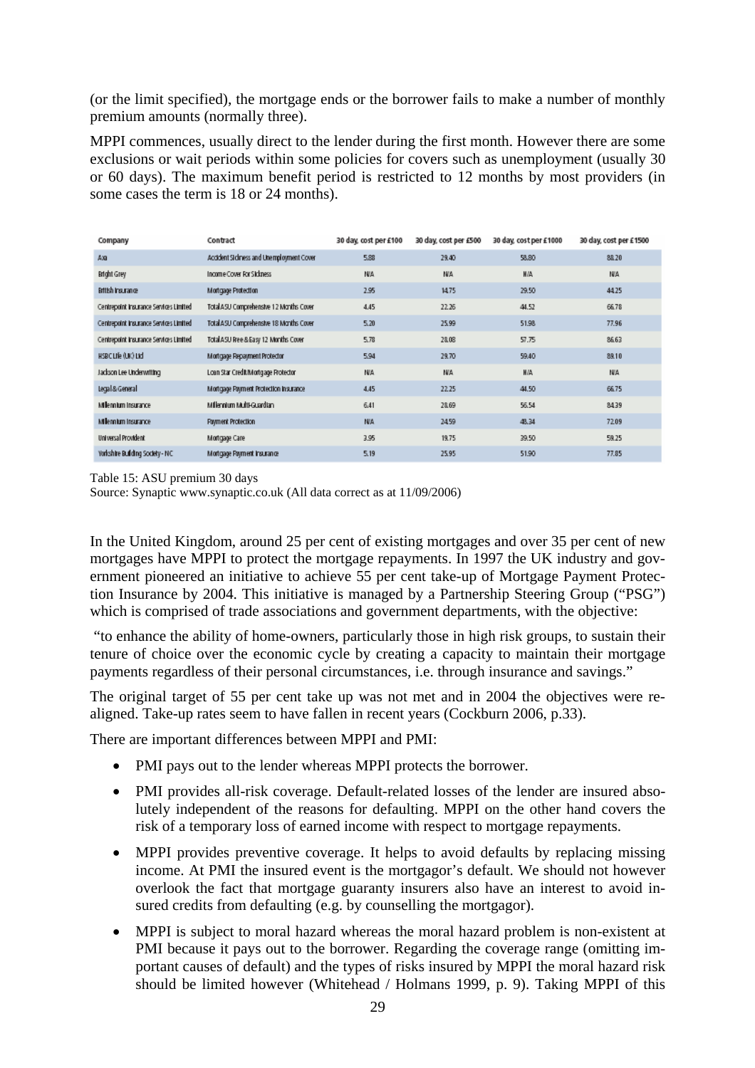(or the limit specified), the mortgage ends or the borrower fails to make a number of monthly premium amounts (normally three).

MPPI commences, usually direct to the lender during the first month. However there are some exclusions or wait periods within some policies for covers such as unemployment (usually 30 or 60 days). The maximum benefit period is restricted to 12 months by most providers (in some cases the term is 18 or 24 months).

| Company | Contract | 30 day, cost per £100 | 30 day, cost per £500 | 30 day, cost per £1000 | 30 day, cost per £1500 |
|---|---|---|---|---|---|
| Axa | Accident Sickness and Unemployment Cover | 5.88 | 29.40 | 58.80 | 88.20 |
| Bright Grey | Income Cover For Sickness | N/A | N/A | N/A | N/A |
| British Insurance | Mortgage Protection | 2.95 | 14.75 | 29.50 | 44.25 |
| Centrepoint Insurance Services Limited | Total ASU Comprehensive 12 Months Cover | 4.45 | 22.26 | 44.52 | 66.78 |
| Centrepoint Insurance Services Limited | Total ASU Comprehensive 18 Months Cover | 5.20 | 25.99 | 51.98 | 77.96 |
| Centrepoint Insurance Services Limited | Total ASU Free & Easy 12 Months Cover | 5.78 | 28.08 | 57.75 | 86.63 |
| HSBC Life (UK) Ltd | Mortgage Repayment Protector | 5.94 | 29.70 | 59.40 | 89.10 |
| Jackson Lee Underwriting | Loan Star Credit/Mortgage Protector | N/A | N/A | N/A | N/A |
| Legal & General | Mortgage Payment Protection Insurance | 4.45 | 22.25 | 44.50 | 66.75 |
| Millennium Insurance | Millennium Multi-Guardian | 6.41 | 28.69 | 56.54 | 84.39 |
| Millennium Insurance | Payment Protection | N/A | 24.59 | 48.34 | 72.09 |
| Universal Provident | Mortgage Care | 3.95 | 19.75 | 39.50 | 59.25 |
| Yorkshire Building Society - NC | Mortgage Payment Insurance | 5.19 | 25.95 | 51.90 | 77.85 |

Table 15: ASU premium 30 days
Source: Synaptic www.synaptic.co.uk (All data correct as at 11/09/2006)

In the United Kingdom, around 25 per cent of existing mortgages and over 35 per cent of new mortgages have MPPI to protect the mortgage repayments. In 1997 the UK industry and government pioneered an initiative to achieve 55 per cent take-up of Mortgage Payment Protection Insurance by 2004. This initiative is managed by a Partnership Steering Group ("PSG") which is comprised of trade associations and government departments, with the objective:

"to enhance the ability of home-owners, particularly those in high risk groups, to sustain their tenure of choice over the economic cycle by creating a capacity to maintain their mortgage payments regardless of their personal circumstances, i.e. through insurance and savings."

The original target of 55 per cent take up was not met and in 2004 the objectives were re-aligned. Take-up rates seem to have fallen in recent years (Cockburn 2006, p.33).

There are important differences between MPPI and PMI:

- PMI pays out to the lender whereas MPPI protects the borrower.
- PMI provides all-risk coverage. Default-related losses of the lender are insured absolutely independent of the reasons for defaulting. MPPI on the other hand covers the risk of a temporary loss of earned income with respect to mortgage repayments.
- MPPI provides preventive coverage. It helps to avoid defaults by replacing missing income. At PMI the insured event is the mortgagor's default. We should not however overlook the fact that mortgage guaranty insurers also have an interest to avoid insured credits from defaulting (e.g. by counselling the mortgagor).
- MPPI is subject to moral hazard whereas the moral hazard problem is non-existent at PMI because it pays out to the borrower. Regarding the coverage range (omitting important causes of default) and the types of risks insured by MPPI the moral hazard risk should be limited however (Whitehead / Holmans 1999, p. 9). Taking MPPI of this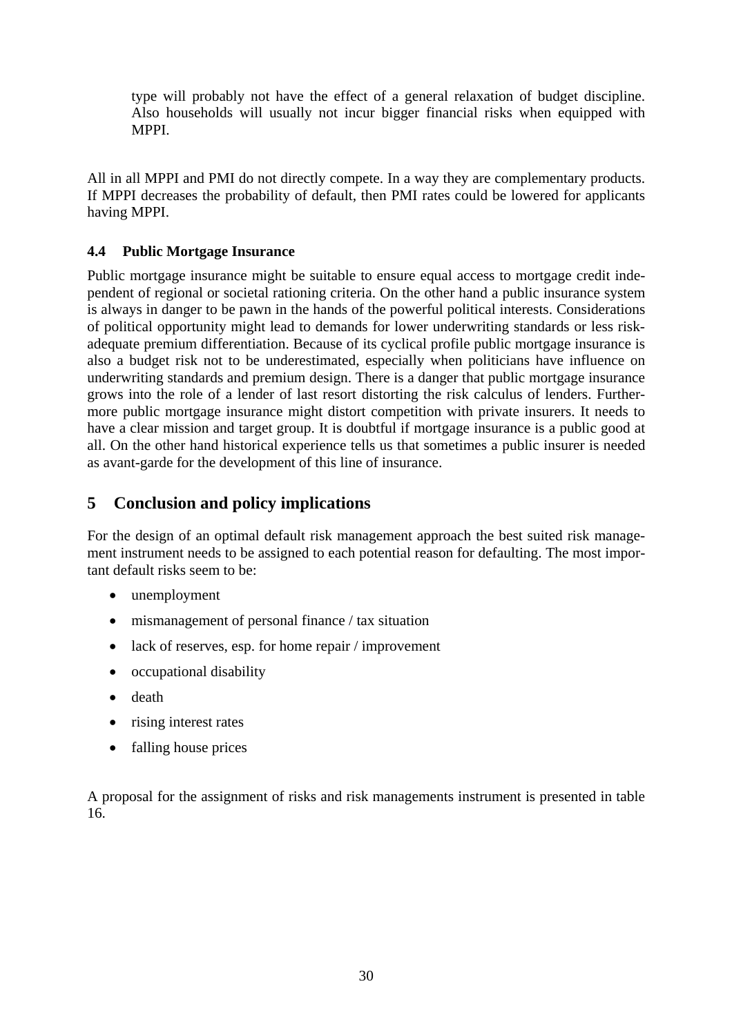type will probably not have the effect of a general relaxation of budget discipline. Also households will usually not incur bigger financial risks when equipped with MPPI.

All in all MPPI and PMI do not directly compete. In a way they are complementary products. If MPPI decreases the probability of default, then PMI rates could be lowered for applicants having MPPI.

### 4.4 Public Mortgage Insurance

Public mortgage insurance might be suitable to ensure equal access to mortgage credit independent of regional or societal rationing criteria. On the other hand a public insurance system is always in danger to be pawn in the hands of the powerful political interests. Considerations of political opportunity might lead to demands for lower underwriting standards or less risk-adequate premium differentiation. Because of its cyclical profile public mortgage insurance is also a budget risk not to be underestimated, especially when politicians have influence on underwriting standards and premium design. There is a danger that public mortgage insurance grows into the role of a lender of last resort distorting the risk calculus of lenders. Furthermore public mortgage insurance might distort competition with private insurers. It needs to have a clear mission and target group. It is doubtful if mortgage insurance is a public good at all. On the other hand historical experience tells us that sometimes a public insurer is needed as avant-garde for the development of this line of insurance.

## 5 Conclusion and policy implications

For the design of an optimal default risk management approach the best suited risk management instrument needs to be assigned to each potential reason for defaulting. The most important default risks seem to be:

- unemployment
- mismanagement of personal finance / tax situation
- lack of reserves, esp. for home repair / improvement
- occupational disability
- death
- rising interest rates
- falling house prices

A proposal for the assignment of risks and risk managements instrument is presented in table 16.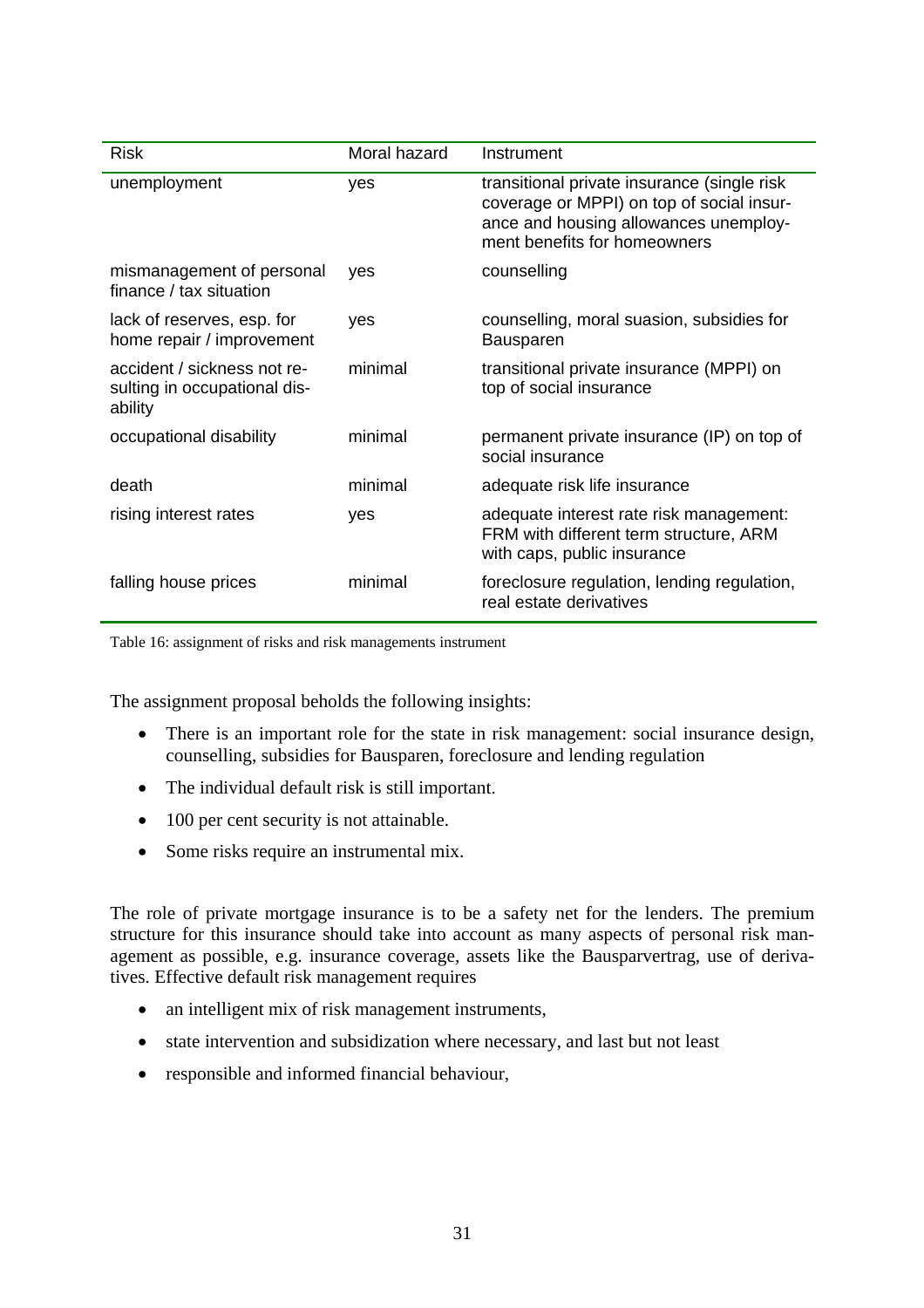| Risk | Moral hazard | Instrument |
| --- | --- | --- |
| unemployment | yes | transitional private insurance (single risk coverage or MPPI) on top of social insurance and housing allowances unemployment benefits for homeowners |
| mismanagement of personal finance / tax situation | yes | counselling |
| lack of reserves, esp. for home repair / improvement | yes | counselling, moral suasion, subsidies for Bausparen |
| accident / sickness not resulting in occupational disability | minimal | transitional private insurance (MPPI) on top of social insurance |
| occupational disability | minimal | permanent private insurance (IP) on top of social insurance |
| death | minimal | adequate risk life insurance |
| rising interest rates | yes | adequate interest rate risk management: FRM with different term structure, ARM with caps, public insurance |
| falling house prices | minimal | foreclosure regulation, lending regulation, real estate derivatives |

Table 16: assignment of risks and risk managements instrument

The assignment proposal beholds the following insights:

- There is an important role for the state in risk management: social insurance design, counselling, subsidies for Bausparen, foreclosure and lending regulation
- The individual default risk is still important.
- 100 per cent security is not attainable.
- Some risks require an instrumental mix.

The role of private mortgage insurance is to be a safety net for the lenders. The premium structure for this insurance should take into account as many aspects of personal risk management as possible, e.g. insurance coverage, assets like the Bausparvertrag, use of derivatives. Effective default risk management requires

- an intelligent mix of risk management instruments,
- state intervention and subsidization where necessary, and last but not least
- responsible and informed financial behaviour,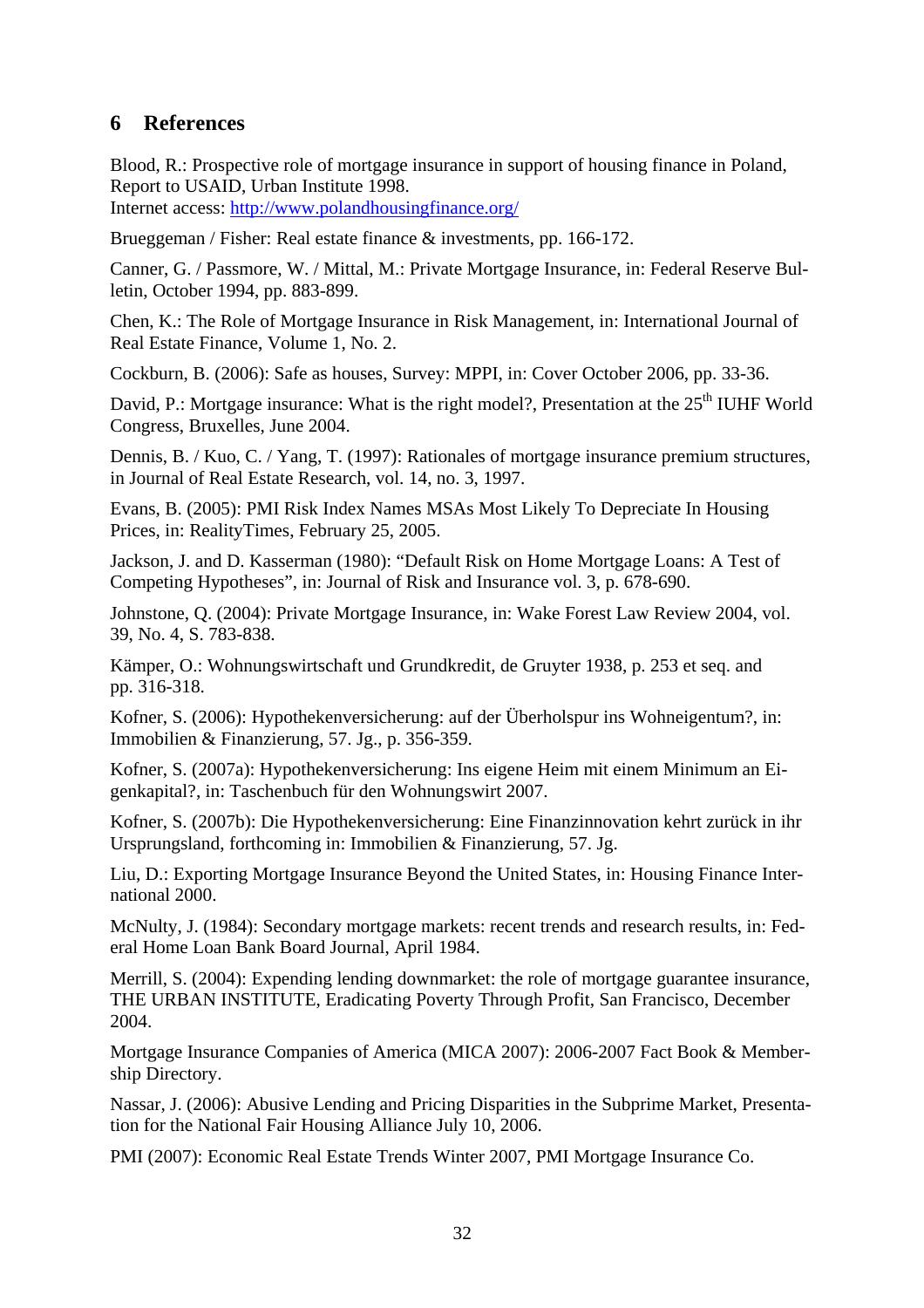## 6 References

Blood, R.: Prospective role of mortgage insurance in support of housing finance in Poland, Report to USAID, Urban Institute 1998.
Internet access: [http://www.polandhousingfinance.org/](http://www.polandhousingfinance.org/)

Brueggeman / Fisher: Real estate finance & investments, pp. 166-172.

Canner, G. / Passmore, W. / Mittal, M.: Private Mortgage Insurance, in: Federal Reserve Bulletin, October 1994, pp. 883-899.

Chen, K.: The Role of Mortgage Insurance in Risk Management, in: International Journal of Real Estate Finance, Volume 1, No. 2.

Cockburn, B. (2006): Safe as houses, Survey: MPPI, in: Cover October 2006, pp. 33-36.

David, P.: Mortgage insurance: What is the right model?, Presentation at the 25th IUHF World Congress, Bruxelles, June 2004.

Dennis, B. / Kuo, C. / Yang, T. (1997): Rationales of mortgage insurance premium structures, in Journal of Real Estate Research, vol. 14, no. 3, 1997.

Evans, B. (2005): PMI Risk Index Names MSAs Most Likely To Depreciate In Housing Prices, in: RealityTimes, February 25, 2005.

Jackson, J. and D. Kasserman (1980): "Default Risk on Home Mortgage Loans: A Test of Competing Hypotheses", in: Journal of Risk and Insurance vol. 3, p. 678-690.

Johnstone, Q. (2004): Private Mortgage Insurance, in: Wake Forest Law Review 2004, vol. 39, No. 4, S. 783-838.

Kämper, O.: Wohnungswirtschaft und Grundkredit, de Gruyter 1938, p. 253 et seq. and pp. 316-318.

Kofner, S. (2006): Hypothekenversicherung: auf der Überholspur ins Wohneigentum?, in: Immobilien & Finanzierung, 57. Jg., p. 356-359.

Kofner, S. (2007a): Hypothekenversicherung: Ins eigene Heim mit einem Minimum an Eigenkapital?, in: Taschenbuch für den Wohnungswirt 2007.

Kofner, S. (2007b): Die Hypothekenversicherung: Eine Finanzinnovation kehrt zurück in ihr Ursprungsland, forthcoming in: Immobilien & Finanzierung, 57. Jg.

Liu, D.: Exporting Mortgage Insurance Beyond the United States, in: Housing Finance International 2000.

McNulty, J. (1984): Secondary mortgage markets: recent trends and research results, in: Federal Home Loan Bank Board Journal, April 1984.

Merrill, S. (2004): Expending lending downmarket: the role of mortgage guarantee insurance, THE URBAN INSTITUTE, Eradicating Poverty Through Profit, San Francisco, December 2004.

Mortgage Insurance Companies of America (MICA 2007): 2006-2007 Fact Book & Membership Directory.

Nassar, J. (2006): Abusive Lending and Pricing Disparities in the Subprime Market, Presentation for the National Fair Housing Alliance July 10, 2006.

PMI (2007): Economic Real Estate Trends Winter 2007, PMI Mortgage Insurance Co.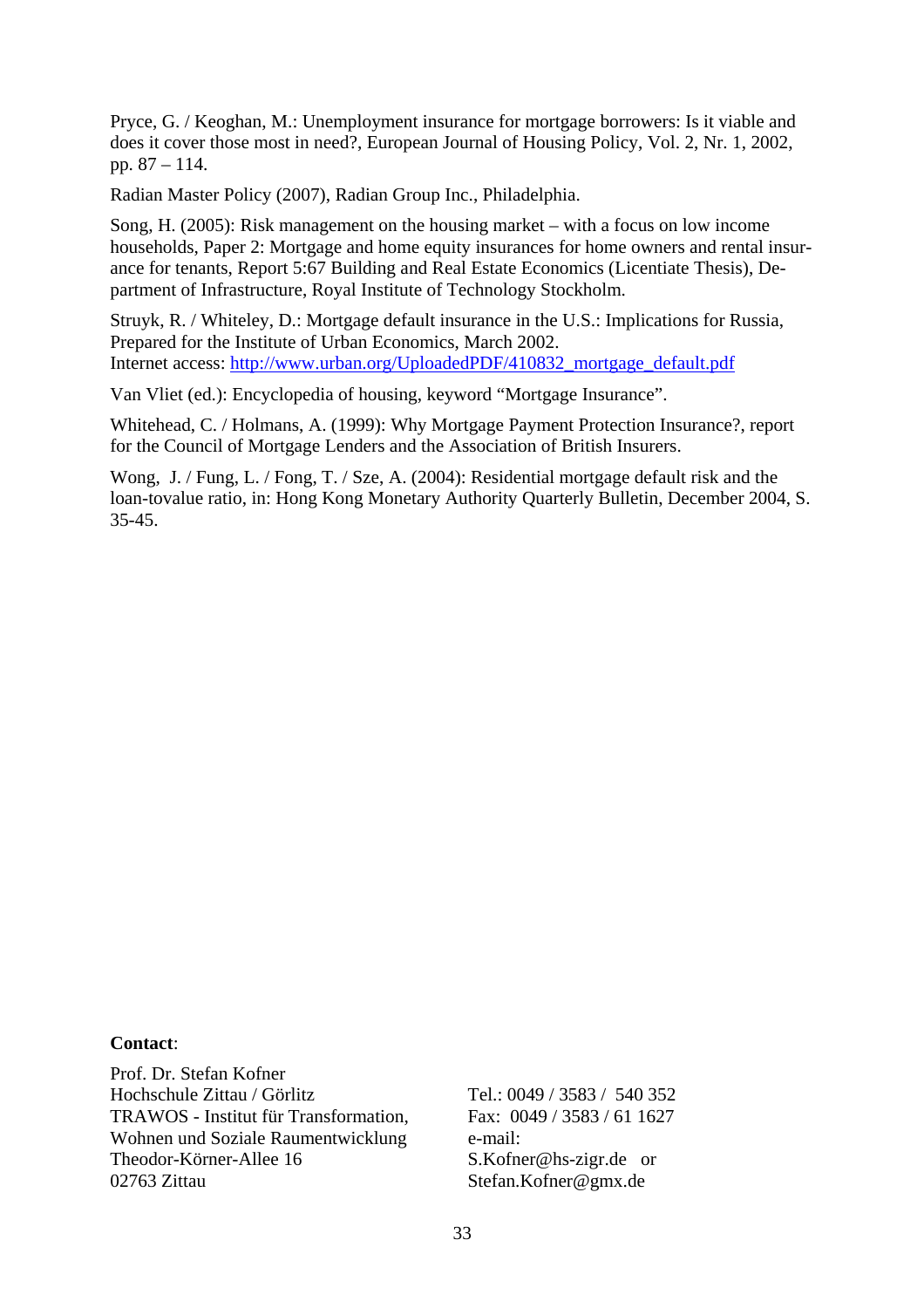Pryce, G. / Keoghan, M.: Unemployment insurance for mortgage borrowers: Is it viable and does it cover those most in need?, European Journal of Housing Policy, Vol. 2, Nr. 1, 2002, pp. 87 – 114.

Radian Master Policy (2007), Radian Group Inc., Philadelphia.

Song, H. (2005): Risk management on the housing market – with a focus on low income households, Paper 2: Mortgage and home equity insurances for home owners and rental insurance for tenants, Report 5:67 Building and Real Estate Economics (Licentiate Thesis), Department of Infrastructure, Royal Institute of Technology Stockholm.

Struyk, R. / Whiteley, D.: Mortgage default insurance in the U.S.: Implications for Russia, Prepared for the Institute of Urban Economics, March 2002.
Internet access: http://www.urban.org/UploadedPDF/410832_mortgage_default.pdf

Van Vliet (ed.): Encyclopedia of housing, keyword "Mortgage Insurance".

Whitehead, C. / Holmans, A. (1999): Why Mortgage Payment Protection Insurance?, report for the Council of Mortgage Lenders and the Association of British Insurers.

Wong, J. / Fung, L. / Fong, T. / Sze, A. (2004): Residential mortgage default risk and the loan-tovalue ratio, in: Hong Kong Monetary Authority Quarterly Bulletin, December 2004, S. 35-45.

**Contact**:

Prof. Dr. Stefan Kofner
Hochschule Zittau / Görlitz
TRAWOS - Institut für Transformation, Wohnen und Soziale Raumentwicklung
Theodor-Körner-Allee 16
02763 Zittau

Tel.: 0049 / 3583 / 540 352
Fax: 0049 / 3583 / 61 1627
e-mail:
S.Kofner@hs-zigr.de or
Stefan.Kofner@gmx.de